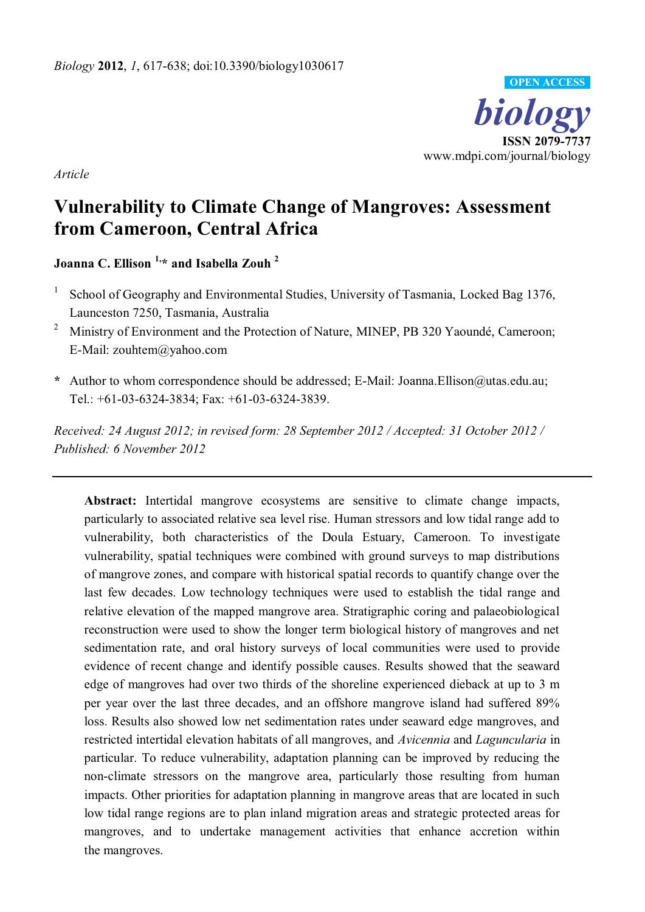*Biology* **2012**, *1*, 617-638; doi:10.3390/biology1030617

**OPEN ACCESS**

***biology***

**ISSN 2079-7737**

www.mdpi.com/journal/biology

*Article*

# Vulnerability to Climate Change of Mangroves: Assessment from Cameroon, Central Africa

**Joanna C. Ellison [1,]* and Isabella Zouh [2]**

[1] School of Geography and Environmental Studies, University of Tasmania, Locked Bag 1376, Launceston 7250, Tasmania, Australia

[2] Ministry of Environment and the Protection of Nature, MINEP, PB 320 Yaoundé, Cameroon; E-Mail: zouhtem@yahoo.com

**\*** Author to whom correspondence should be addressed; E-Mail: Joanna.Ellison@utas.edu.au; Tel.: +61-03-6324-3834; Fax: +61-03-6324-3839.

*Received: 24 August 2012; in revised form: 28 September 2012 / Accepted: 31 October 2012 / Published: 6 November 2012*

---

**Abstract:** Intertidal mangrove ecosystems are sensitive to climate change impacts, particularly to associated relative sea level rise. Human stressors and low tidal range add to vulnerability, both characteristics of the Doula Estuary, Cameroon. To investigate vulnerability, spatial techniques were combined with ground surveys to map distributions of mangrove zones, and compare with historical spatial records to quantify change over the last few decades. Low technology techniques were used to establish the tidal range and relative elevation of the mapped mangrove area. Stratigraphic coring and palaeobiological reconstruction were used to show the longer term biological history of mangroves and net sedimentation rate, and oral history surveys of local communities were used to provide evidence of recent change and identify possible causes. Results showed that the seaward edge of mangroves had over two thirds of the shoreline experienced dieback at up to 3 m per year over the last three decades, and an offshore mangrove island had suffered 89% loss. Results also showed low net sedimentation rates under seaward edge mangroves, and restricted intertidal elevation habitats of all mangroves, and *Avicennia* and *Laguncularia* in particular. To reduce vulnerability, adaptation planning can be improved by reducing the non-climate stressors on the mangrove area, particularly those resulting from human impacts. Other priorities for adaptation planning in mangrove areas that are located in such low tidal range regions are to plan inland migration areas and strategic protected areas for mangroves, and to undertake management activities that enhance accretion within the mangroves.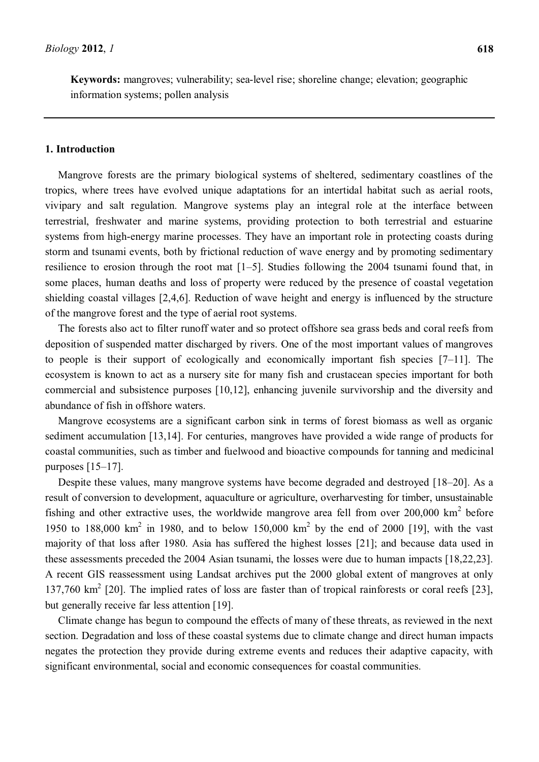**Keywords:** mangroves; vulnerability; sea-level rise; shoreline change; elevation; geographic information systems; pollen analysis

## 1. Introduction

Mangrove forests are the primary biological systems of sheltered, sedimentary coastlines of the tropics, where trees have evolved unique adaptations for an intertidal habitat such as aerial roots, vivipary and salt regulation. Mangrove systems play an integral role at the interface between terrestrial, freshwater and marine systems, providing protection to both terrestrial and estuarine systems from high-energy marine processes. They have an important role in protecting coasts during storm and tsunami events, both by frictional reduction of wave energy and by promoting sedimentary resilience to erosion through the root mat [1–5]. Studies following the 2004 tsunami found that, in some places, human deaths and loss of property were reduced by the presence of coastal vegetation shielding coastal villages [2,4,6]. Reduction of wave height and energy is influenced by the structure of the mangrove forest and the type of aerial root systems.

The forests also act to filter runoff water and so protect offshore sea grass beds and coral reefs from deposition of suspended matter discharged by rivers. One of the most important values of mangroves to people is their support of ecologically and economically important fish species [7–11]. The ecosystem is known to act as a nursery site for many fish and crustacean species important for both commercial and subsistence purposes [10,12], enhancing juvenile survivorship and the diversity and abundance of fish in offshore waters.

Mangrove ecosystems are a significant carbon sink in terms of forest biomass as well as organic sediment accumulation [13,14]. For centuries, mangroves have provided a wide range of products for coastal communities, such as timber and fuelwood and bioactive compounds for tanning and medicinal purposes [15–17].

Despite these values, many mangrove systems have become degraded and destroyed [18–20]. As a result of conversion to development, aquaculture or agriculture, overharvesting for timber, unsustainable fishing and other extractive uses, the worldwide mangrove area fell from over 200,000 $km^2$ before 1950 to 188,000 $km^2$ in 1980, and to below 150,000 $km^2$ by the end of 2000 [19], with the vast majority of that loss after 1980. Asia has suffered the highest losses [21]; and because data used in these assessments preceded the 2004 Asian tsunami, the losses were due to human impacts [18,22,23]. A recent GIS reassessment using Landsat archives put the 2000 global extent of mangroves at only 137,760 $km^2$ [20]. The implied rates of loss are faster than of tropical rainforests or coral reefs [23], but generally receive far less attention [19].

Climate change has begun to compound the effects of many of these threats, as reviewed in the next section. Degradation and loss of these coastal systems due to climate change and direct human impacts negates the protection they provide during extreme events and reduces their adaptive capacity, with significant environmental, social and economic consequences for coastal communities.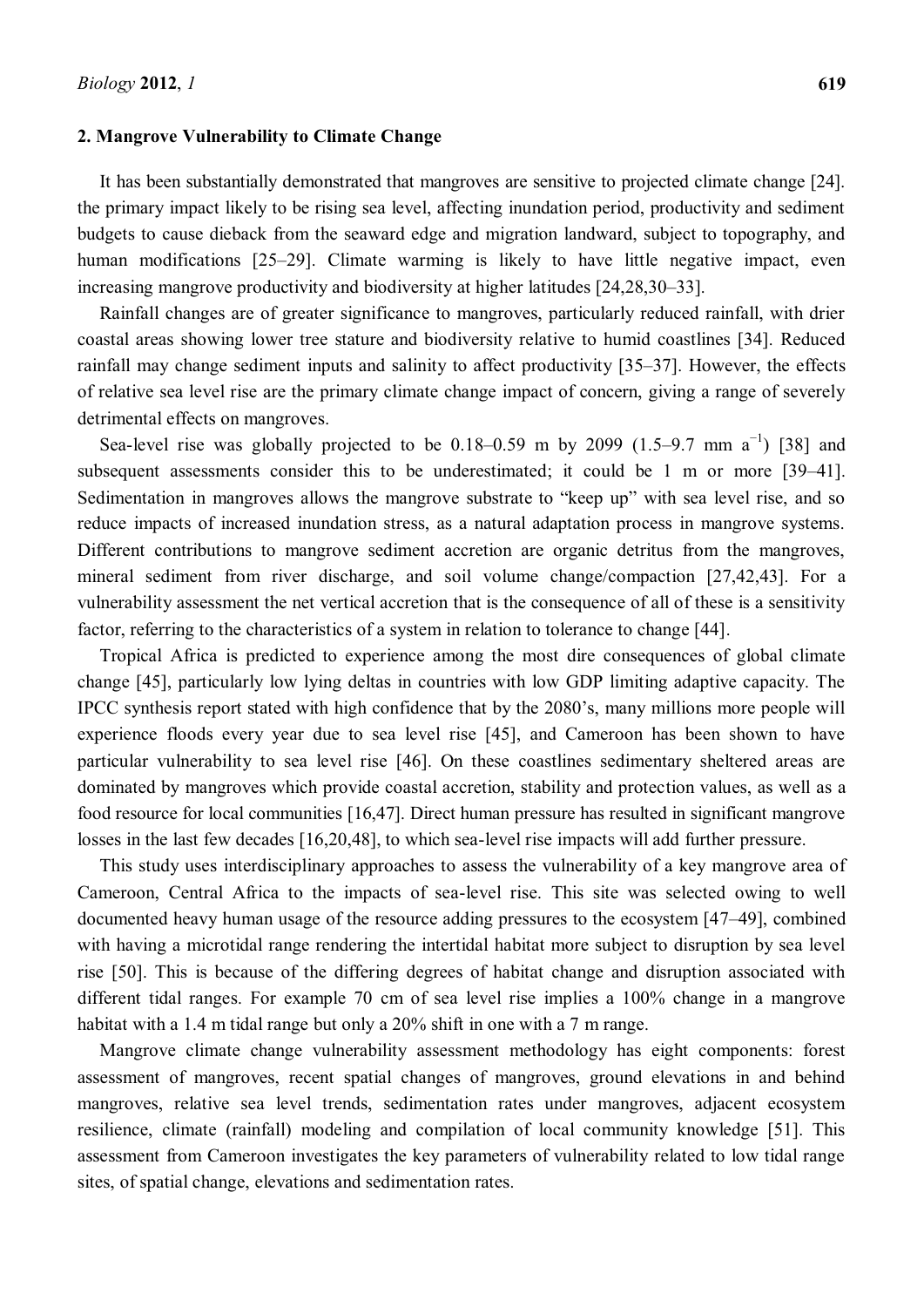## 2. Mangrove Vulnerability to Climate Change

It has been substantially demonstrated that mangroves are sensitive to projected climate change [24]. the primary impact likely to be rising sea level, affecting inundation period, productivity and sediment budgets to cause dieback from the seaward edge and migration landward, subject to topography, and human modifications [25–29]. Climate warming is likely to have little negative impact, even increasing mangrove productivity and biodiversity at higher latitudes [24,28,30–33].

Rainfall changes are of greater significance to mangroves, particularly reduced rainfall, with drier coastal areas showing lower tree stature and biodiversity relative to humid coastlines [34]. Reduced rainfall may change sediment inputs and salinity to affect productivity [35–37]. However, the effects of relative sea level rise are the primary climate change impact of concern, giving a range of severely detrimental effects on mangroves.

Sea-level rise was globally projected to be 0.18–0.59 m by 2099 (1.5–9.7 mm $a^{-1}$) [38] and subsequent assessments consider this to be underestimated; it could be 1 m or more [39–41]. Sedimentation in mangroves allows the mangrove substrate to "keep up" with sea level rise, and so reduce impacts of increased inundation stress, as a natural adaptation process in mangrove systems. Different contributions to mangrove sediment accretion are organic detritus from the mangroves, mineral sediment from river discharge, and soil volume change/compaction [27,42,43]. For a vulnerability assessment the net vertical accretion that is the consequence of all of these is a sensitivity factor, referring to the characteristics of a system in relation to tolerance to change [44].

Tropical Africa is predicted to experience among the most dire consequences of global climate change [45], particularly low lying deltas in countries with low GDP limiting adaptive capacity. The IPCC synthesis report stated with high confidence that by the 2080's, many millions more people will experience floods every year due to sea level rise [45], and Cameroon has been shown to have particular vulnerability to sea level rise [46]. On these coastlines sedimentary sheltered areas are dominated by mangroves which provide coastal accretion, stability and protection values, as well as a food resource for local communities [16,47]. Direct human pressure has resulted in significant mangrove losses in the last few decades [16,20,48], to which sea-level rise impacts will add further pressure.

This study uses interdisciplinary approaches to assess the vulnerability of a key mangrove area of Cameroon, Central Africa to the impacts of sea-level rise. This site was selected owing to well documented heavy human usage of the resource adding pressures to the ecosystem [47–49], combined with having a microtidal range rendering the intertidal habitat more subject to disruption by sea level rise [50]. This is because of the differing degrees of habitat change and disruption associated with different tidal ranges. For example 70 cm of sea level rise implies a 100% change in a mangrove habitat with a 1.4 m tidal range but only a 20% shift in one with a 7 m range.

Mangrove climate change vulnerability assessment methodology has eight components: forest assessment of mangroves, recent spatial changes of mangroves, ground elevations in and behind mangroves, relative sea level trends, sedimentation rates under mangroves, adjacent ecosystem resilience, climate (rainfall) modeling and compilation of local community knowledge [51]. This assessment from Cameroon investigates the key parameters of vulnerability related to low tidal range sites, of spatial change, elevations and sedimentation rates.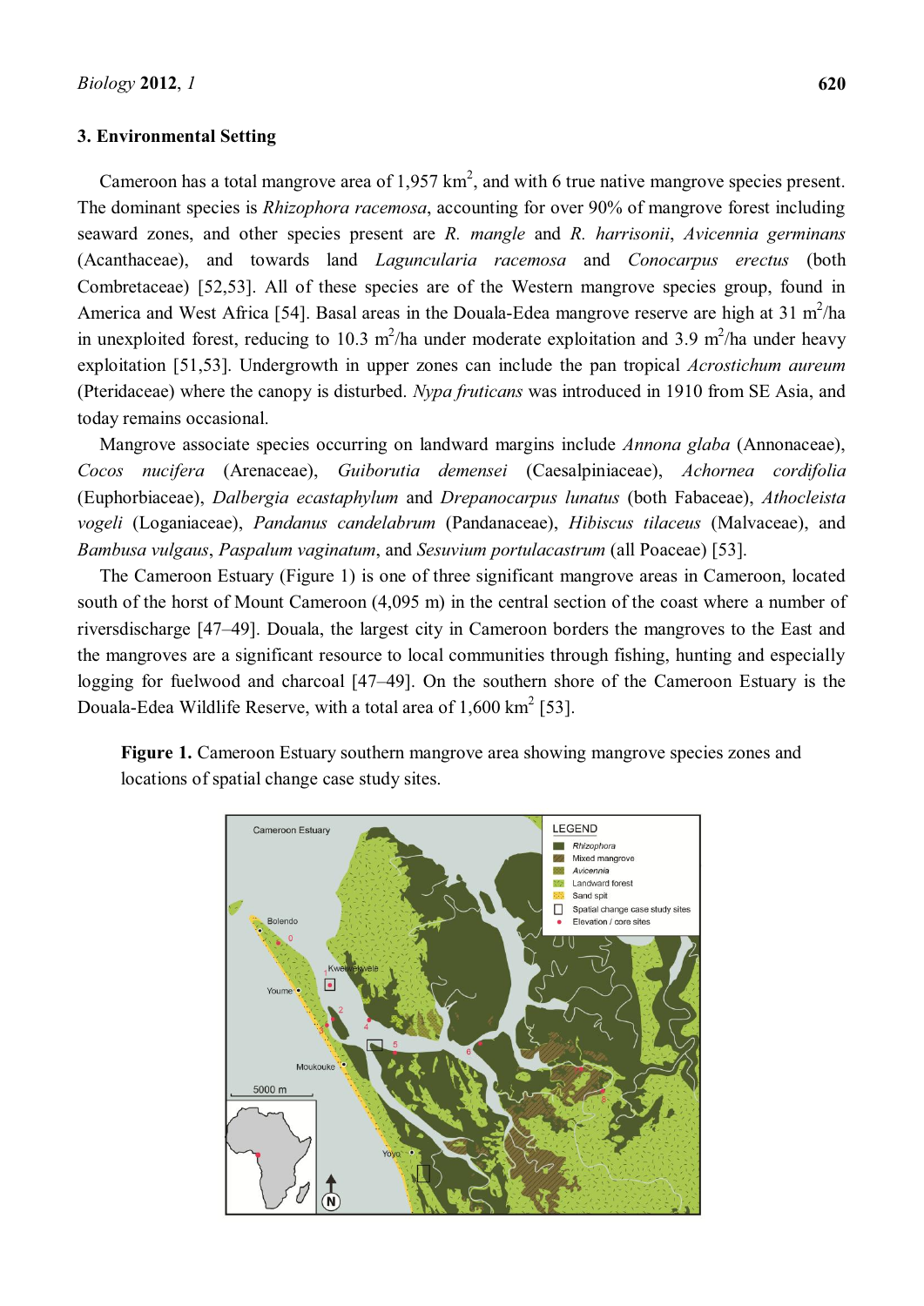## 3. Environmental Setting

Cameroon has a total mangrove area of 1,957 km$^2$, and with 6 true native mangrove species present. The dominant species is *Rhizophora racemosa*, accounting for over 90% of mangrove forest including seaward zones, and other species present are *R. mangle* and *R. harrisonii*, *Avicennia germinans* (Acanthaceae), and towards land *Laguncularia racemosa* and *Conocarpus erectus* (both Combretaceae) [52,53]. All of these species are of the Western mangrove species group, found in America and West Africa [54]. Basal areas in the Douala-Edea mangrove reserve are high at 31 m$^2$/ha in unexploited forest, reducing to 10.3 m$^2$/ha under moderate exploitation and 3.9 m$^2$/ha under heavy exploitation [51,53]. Undergrowth in upper zones can include the pan tropical *Acrostichum aureum* (Pteridaceae) where the canopy is disturbed. *Nypa fruticans* was introduced in 1910 from SE Asia, and today remains occasional.

Mangrove associate species occurring on landward margins include *Annona glaba* (Annonaceae), *Cocos nucifera* (Arenaceae), *Guiborutia demensei* (Caesalpiniaceae), *Achornea cordifolia* (Euphorbiaceae), *Dalbergia ecastaphylum* and *Drepanocarpus lunatus* (both Fabaceae), *Athocleista vogeli* (Loganiaceae), *Pandanus candelabrum* (Pandanaceae), *Hibiscus tilaceus* (Malvaceae), and *Bambusa vulgaus*, *Paspalum vaginatum*, and *Sesuvium portulacastrum* (all Poaceae) [53].

The Cameroon Estuary (Figure 1) is one of three significant mangrove areas in Cameroon, located south of the horst of Mount Cameroon (4,095 m) in the central section of the coast where a number of riversdischarge [47–49]. Douala, the largest city in Cameroon borders the mangroves to the East and the mangroves are a significant resource to local communities through fishing, hunting and especially logging for fuelwood and charcoal [47–49]. On the southern shore of the Cameroon Estuary is the Douala-Edea Wildlife Reserve, with a total area of 1,600 km$^2$ [53].

**Figure 1.** Cameroon Estuary southern mangrove area showing mangrove species zones and locations of spatial change case study sites.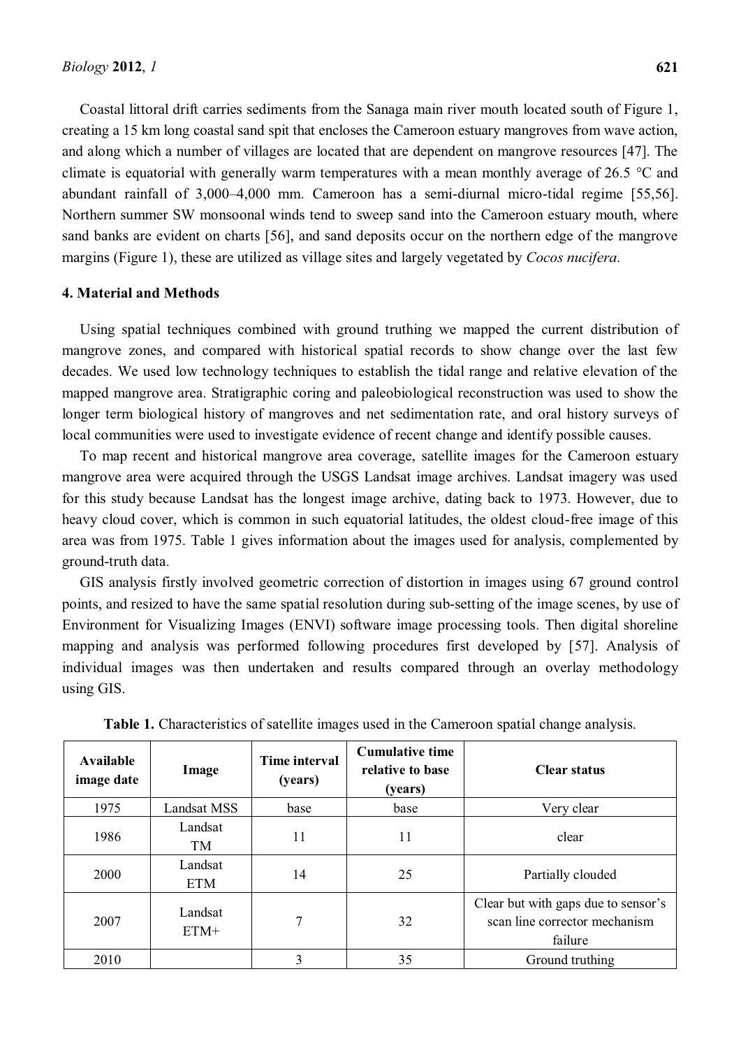Coastal littoral drift carries sediments from the Sanaga main river mouth located south of Figure 1, creating a 15 km long coastal sand spit that encloses the Cameroon estuary mangroves from wave action, and along which a number of villages are located that are dependent on mangrove resources [47]. The climate is equatorial with generally warm temperatures with a mean monthly average of 26.5 °C and abundant rainfall of 3,000–4,000 mm. Cameroon has a semi-diurnal micro-tidal regime [55,56]. Northern summer SW monsoonal winds tend to sweep sand into the Cameroon estuary mouth, where sand banks are evident on charts [56], and sand deposits occur on the northern edge of the mangrove margins (Figure 1), these are utilized as village sites and largely vegetated by *Cocos nucifera*.

## 4. Material and Methods

Using spatial techniques combined with ground truthing we mapped the current distribution of mangrove zones, and compared with historical spatial records to show change over the last few decades. We used low technology techniques to establish the tidal range and relative elevation of the mapped mangrove area. Stratigraphic coring and paleobiological reconstruction was used to show the longer term biological history of mangroves and net sedimentation rate, and oral history surveys of local communities were used to investigate evidence of recent change and identify possible causes.

To map recent and historical mangrove area coverage, satellite images for the Cameroon estuary mangrove area were acquired through the USGS Landsat image archives. Landsat imagery was used for this study because Landsat has the longest image archive, dating back to 1973. However, due to heavy cloud cover, which is common in such equatorial latitudes, the oldest cloud-free image of this area was from 1975. Table 1 gives information about the images used for analysis, complemented by ground-truth data.

GIS analysis firstly involved geometric correction of distortion in images using 67 ground control points, and resized to have the same spatial resolution during sub-setting of the image scenes, by use of Environment for Visualizing Images (ENVI) software image processing tools. Then digital shoreline mapping and analysis was performed following procedures first developed by [57]. Analysis of individual images was then undertaken and results compared through an overlay methodology using GIS.

**Table 1.** Characteristics of satellite images used in the Cameroon spatial change analysis.

| Available image date | Image | Time interval (years) | Cumulative time relative to base (years) | Clear status |
|---|---|---|---|---|
| 1975 | Landsat MSS | base | base | Very clear |
| 1986 | Landsat TM | 11 | 11 | clear |
| 2000 | Landsat ETM | 14 | 25 | Partially clouded |
| 2007 | Landsat ETM+ | 7 | 32 | Clear but with gaps due to sensor's scan line corrector mechanism failure |
| 2010 | | 3 | 35 | Ground truthing |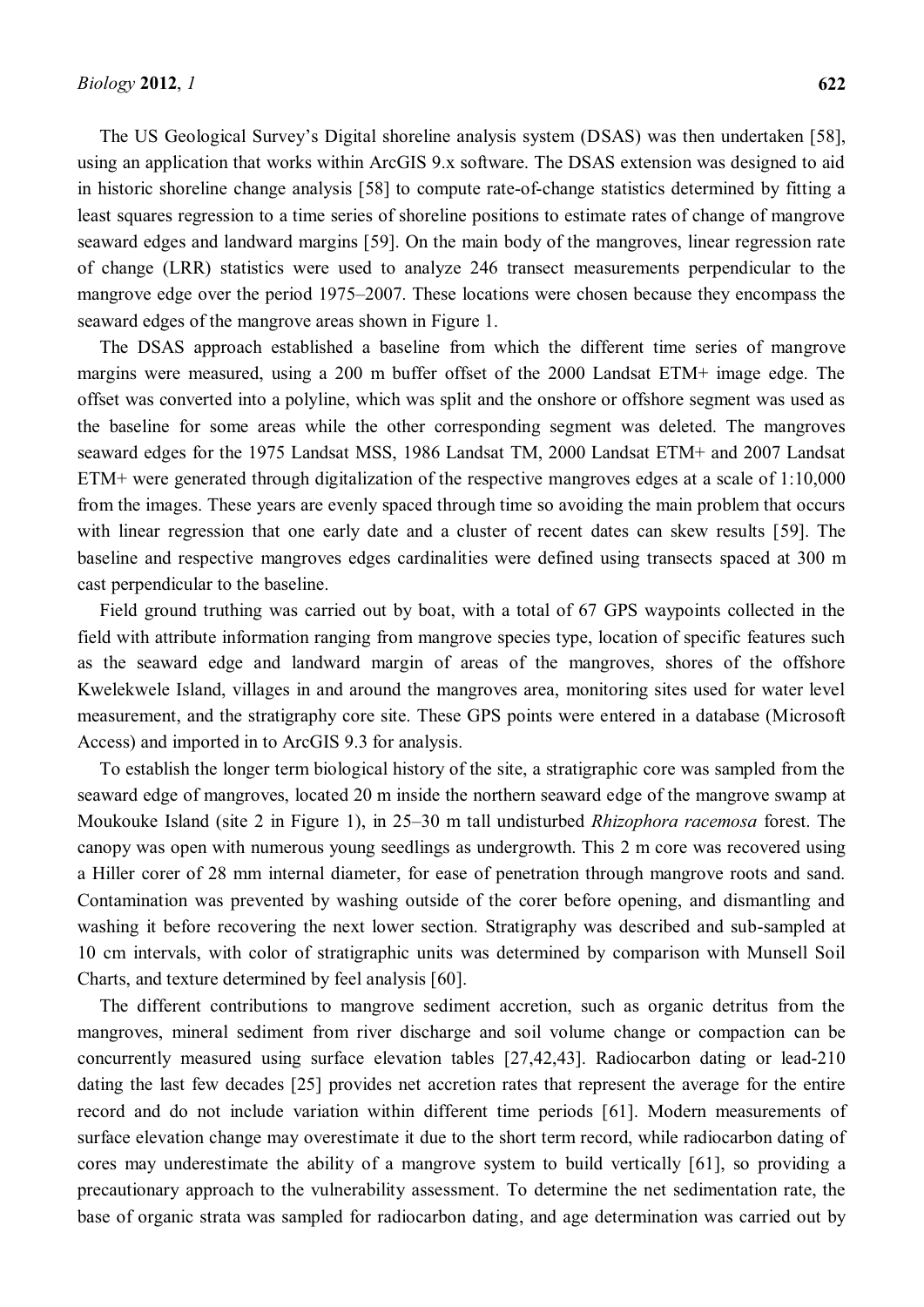The US Geological Survey's Digital shoreline analysis system (DSAS) was then undertaken [58], using an application that works within ArcGIS 9.x software. The DSAS extension was designed to aid in historic shoreline change analysis [58] to compute rate-of-change statistics determined by fitting a least squares regression to a time series of shoreline positions to estimate rates of change of mangrove seaward edges and landward margins [59]. On the main body of the mangroves, linear regression rate of change (LRR) statistics were used to analyze 246 transect measurements perpendicular to the mangrove edge over the period 1975–2007. These locations were chosen because they encompass the seaward edges of the mangrove areas shown in Figure 1.

The DSAS approach established a baseline from which the different time series of mangrove margins were measured, using a 200 m buffer offset of the 2000 Landsat ETM+ image edge. The offset was converted into a polyline, which was split and the onshore or offshore segment was used as the baseline for some areas while the other corresponding segment was deleted. The mangroves seaward edges for the 1975 Landsat MSS, 1986 Landsat TM, 2000 Landsat ETM+ and 2007 Landsat ETM+ were generated through digitalization of the respective mangroves edges at a scale of 1:10,000 from the images. These years are evenly spaced through time so avoiding the main problem that occurs with linear regression that one early date and a cluster of recent dates can skew results [59]. The baseline and respective mangroves edges cardinalities were defined using transects spaced at 300 m cast perpendicular to the baseline.

Field ground truthing was carried out by boat, with a total of 67 GPS waypoints collected in the field with attribute information ranging from mangrove species type, location of specific features such as the seaward edge and landward margin of areas of the mangroves, shores of the offshore Kwelekwele Island, villages in and around the mangroves area, monitoring sites used for water level measurement, and the stratigraphy core site. These GPS points were entered in a database (Microsoft Access) and imported in to ArcGIS 9.3 for analysis.

To establish the longer term biological history of the site, a stratigraphic core was sampled from the seaward edge of mangroves, located 20 m inside the northern seaward edge of the mangrove swamp at Moukouke Island (site 2 in Figure 1), in 25–30 m tall undisturbed *Rhizophora racemosa* forest. The canopy was open with numerous young seedlings as undergrowth. This 2 m core was recovered using a Hiller corer of 28 mm internal diameter, for ease of penetration through mangrove roots and sand. Contamination was prevented by washing outside of the corer before opening, and dismantling and washing it before recovering the next lower section. Stratigraphy was described and sub-sampled at 10 cm intervals, with color of stratigraphic units was determined by comparison with Munsell Soil Charts, and texture determined by feel analysis [60].

The different contributions to mangrove sediment accretion, such as organic detritus from the mangroves, mineral sediment from river discharge and soil volume change or compaction can be concurrently measured using surface elevation tables [27,42,43]. Radiocarbon dating or lead-210 dating the last few decades [25] provides net accretion rates that represent the average for the entire record and do not include variation within different time periods [61]. Modern measurements of surface elevation change may overestimate it due to the short term record, while radiocarbon dating of cores may underestimate the ability of a mangrove system to build vertically [61], so providing a precautionary approach to the vulnerability assessment. To determine the net sedimentation rate, the base of organic strata was sampled for radiocarbon dating, and age determination was carried out by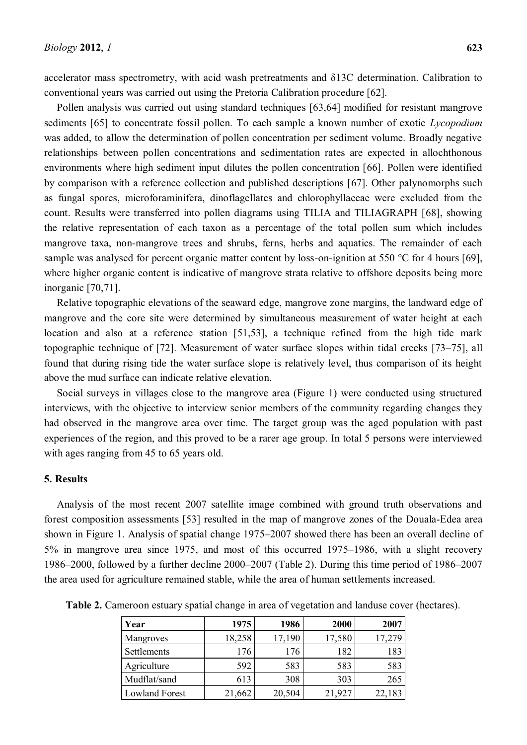accelerator mass spectrometry, with acid wash pretreatments and δ13C determination. Calibration to conventional years was carried out using the Pretoria Calibration procedure [62].

Pollen analysis was carried out using standard techniques [63,64] modified for resistant mangrove sediments [65] to concentrate fossil pollen. To each sample a known number of exotic *Lycopodium* was added, to allow the determination of pollen concentration per sediment volume. Broadly negative relationships between pollen concentrations and sedimentation rates are expected in allochthonous environments where high sediment input dilutes the pollen concentration [66]. Pollen were identified by comparison with a reference collection and published descriptions [67]. Other palynomorphs such as fungal spores, microforaminifera, dinoflagellates and chlorophyllaceae were excluded from the count. Results were transferred into pollen diagrams using TILIA and TILIAGRAPH [68], showing the relative representation of each taxon as a percentage of the total pollen sum which includes mangrove taxa, non-mangrove trees and shrubs, ferns, herbs and aquatics. The remainder of each sample was analysed for percent organic matter content by loss-on-ignition at 550 °C for 4 hours [69], where higher organic content is indicative of mangrove strata relative to offshore deposits being more inorganic [70,71].

Relative topographic elevations of the seaward edge, mangrove zone margins, the landward edge of mangrove and the core site were determined by simultaneous measurement of water height at each location and also at a reference station [51,53], a technique refined from the high tide mark topographic technique of [72]. Measurement of water surface slopes within tidal creeks [73–75], all found that during rising tide the water surface slope is relatively level, thus comparison of its height above the mud surface can indicate relative elevation.

Social surveys in villages close to the mangrove area (Figure 1) were conducted using structured interviews, with the objective to interview senior members of the community regarding changes they had observed in the mangrove area over time. The target group was the aged population with past experiences of the region, and this proved to be a rarer age group. In total 5 persons were interviewed with ages ranging from 45 to 65 years old.

## 5. Results

Analysis of the most recent 2007 satellite image combined with ground truth observations and forest composition assessments [53] resulted in the map of mangrove zones of the Douala-Edea area shown in Figure 1. Analysis of spatial change 1975–2007 showed there has been an overall decline of 5% in mangrove area since 1975, and most of this occurred 1975–1986, with a slight recovery 1986–2000, followed by a further decline 2000–2007 (Table 2). During this time period of 1986–2007 the area used for agriculture remained stable, while the area of human settlements increased.

**Table 2.** Cameroon estuary spatial change in area of vegetation and landuse cover (hectares).

| Year | 1975 | 1986 | 2000 | 2007 |
|---|---|---|---|---|
| Mangroves | 18,258 | 17,190 | 17,580 | 17,279 |
| Settlements | 176 | 176 | 182 | 183 |
| Agriculture | 592 | 583 | 583 | 583 |
| Mudflat/sand | 613 | 308 | 303 | 265 |
| Lowland Forest | 21,662 | 20,504 | 21,927 | 22,183 |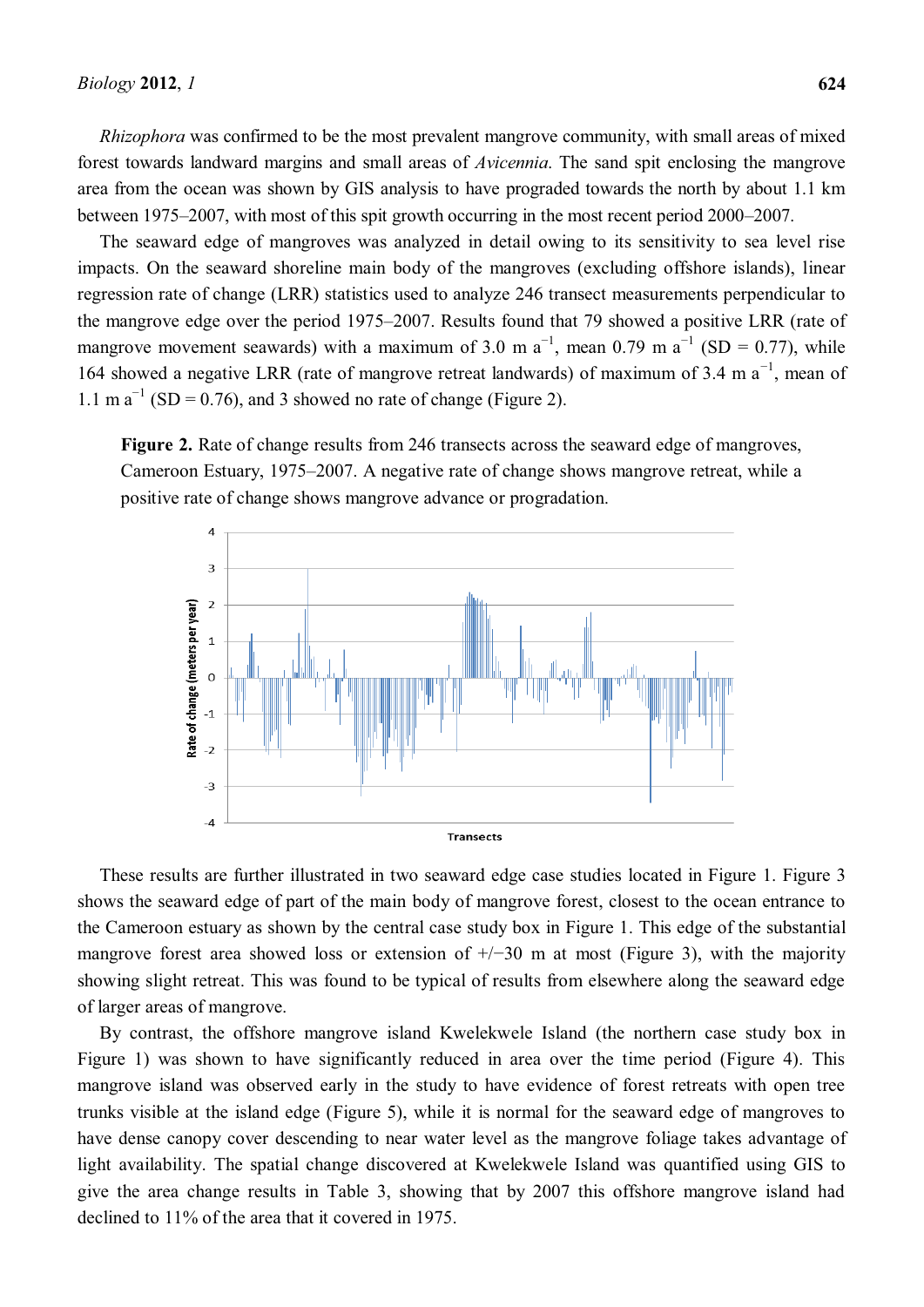*Rhizophora* was confirmed to be the most prevalent mangrove community, with small areas of mixed forest towards landward margins and small areas of *Avicennia*. The sand spit enclosing the mangrove area from the ocean was shown by GIS analysis to have prograded towards the north by about 1.1 km between 1975–2007, with most of this spit growth occurring in the most recent period 2000–2007.

The seaward edge of mangroves was analyzed in detail owing to its sensitivity to sea level rise impacts. On the seaward shoreline main body of the mangroves (excluding offshore islands), linear regression rate of change (LRR) statistics used to analyze 246 transect measurements perpendicular to the mangrove edge over the period 1975–2007. Results found that 79 showed a positive LRR (rate of mangrove movement seawards) with a maximum of 3.0 m $a^{-1}$, mean 0.79 m $a^{-1}$ (SD = 0.77), while 164 showed a negative LRR (rate of mangrove retreat landwards) of maximum of 3.4 m $a^{-1}$, mean of 1.1 m $a^{-1}$ (SD = 0.76), and 3 showed no rate of change (Figure 2).

**Figure 2.** Rate of change results from 246 transects across the seaward edge of mangroves, Cameroon Estuary, 1975–2007. A negative rate of change shows mangrove retreat, while a positive rate of change shows mangrove advance or progradation.

These results are further illustrated in two seaward edge case studies located in Figure 1. Figure 3 shows the seaward edge of part of the main body of mangrove forest, closest to the ocean entrance to the Cameroon estuary as shown by the central case study box in Figure 1. This edge of the substantial mangrove forest area showed loss or extension of +/−30 m at most (Figure 3), with the majority showing slight retreat. This was found to be typical of results from elsewhere along the seaward edge of larger areas of mangrove.

By contrast, the offshore mangrove island Kwelekwele Island (the northern case study box in Figure 1) was shown to have significantly reduced in area over the time period (Figure 4). This mangrove island was observed early in the study to have evidence of forest retreats with open tree trunks visible at the island edge (Figure 5), while it is normal for the seaward edge of mangroves to have dense canopy cover descending to near water level as the mangrove foliage takes advantage of light availability. The spatial change discovered at Kwelekwele Island was quantified using GIS to give the area change results in Table 3, showing that by 2007 this offshore mangrove island had declined to 11% of the area that it covered in 1975.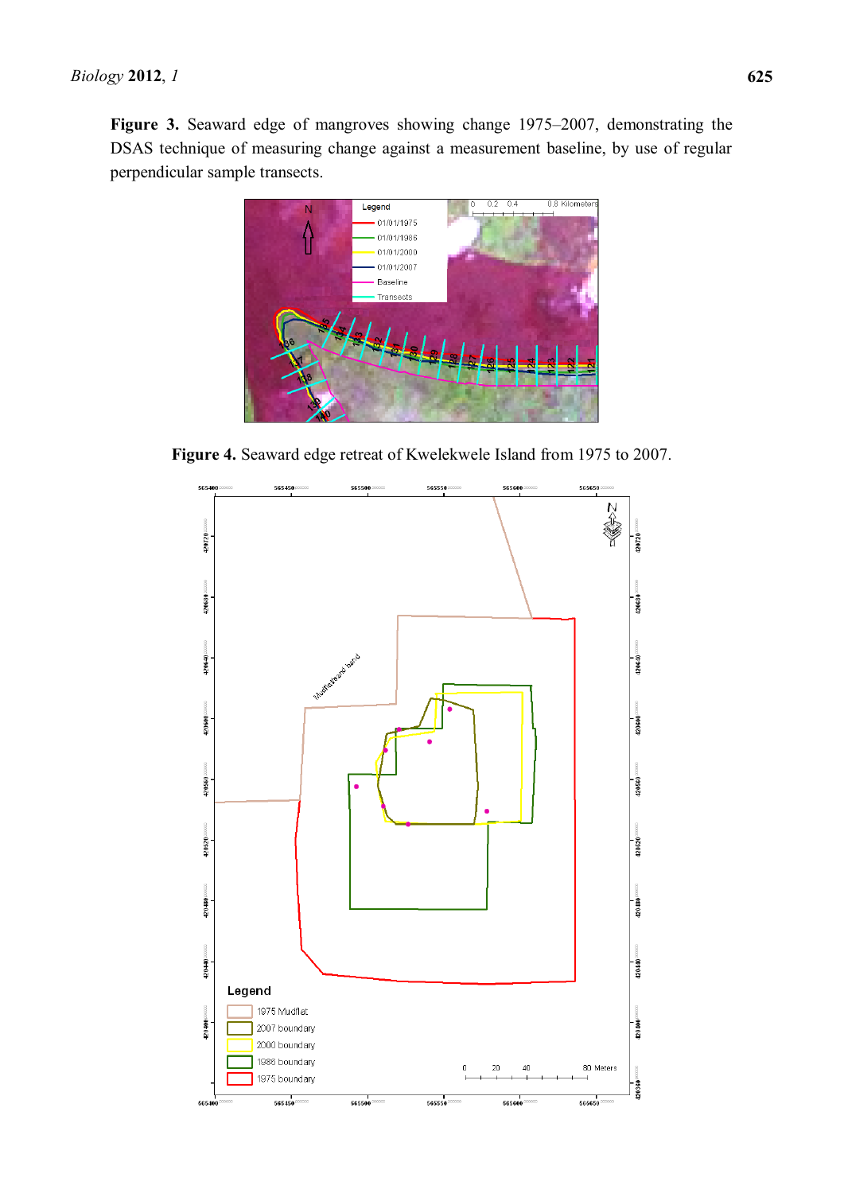**Figure 3.** Seaward edge of mangroves showing change 1975–2007, demonstrating the DSAS technique of measuring change against a measurement baseline, by use of regular perpendicular sample transects.

**Figure 4.** Seaward edge retreat of Kwelekwele Island from 1975 to 2007.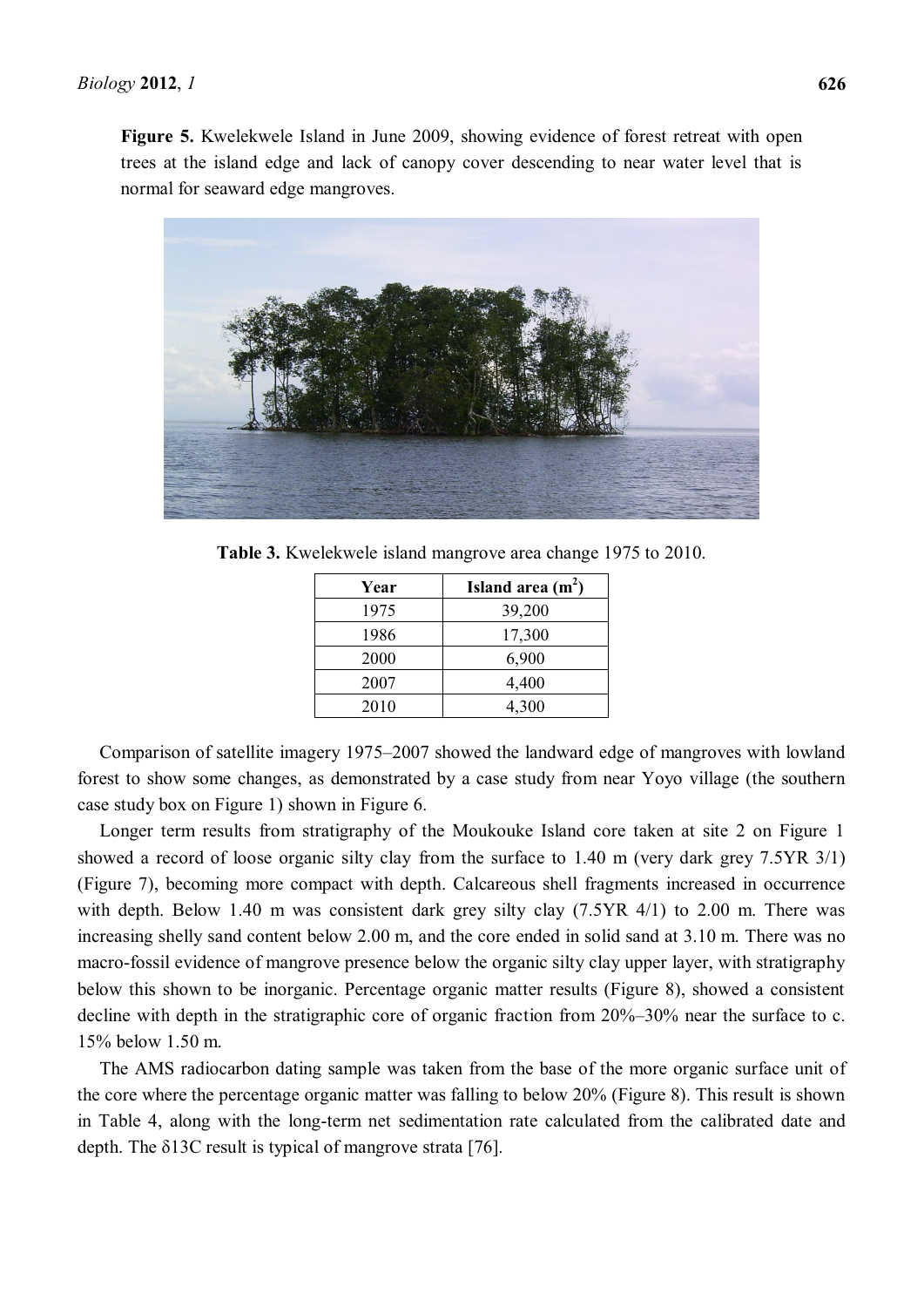**Figure 5.** Kwelekwele Island in June 2009, showing evidence of forest retreat with open trees at the island edge and lack of canopy cover descending to near water level that is normal for seaward edge mangroves.

**Table 3.** Kwelekwele island mangrove area change 1975 to 2010.

| Year | Island area ($m^2$) |
|---|---|
| 1975 | 39,200 |
| 1986 | 17,300 |
| 2000 | 6,900 |
| 2007 | 4,400 |
| 2010 | 4,300 |

Comparison of satellite imagery 1975–2007 showed the landward edge of mangroves with lowland forest to show some changes, as demonstrated by a case study from near Yoyo village (the southern case study box on Figure 1) shown in Figure 6.

Longer term results from stratigraphy of the Moukouke Island core taken at site 2 on Figure 1 showed a record of loose organic silty clay from the surface to 1.40 m (very dark grey 7.5YR 3/1) (Figure 7), becoming more compact with depth. Calcareous shell fragments increased in occurrence with depth. Below 1.40 m was consistent dark grey silty clay (7.5YR 4/1) to 2.00 m. There was increasing shelly sand content below 2.00 m, and the core ended in solid sand at 3.10 m. There was no macro-fossil evidence of mangrove presence below the organic silty clay upper layer, with stratigraphy below this shown to be inorganic. Percentage organic matter results (Figure 8), showed a consistent decline with depth in the stratigraphic core of organic fraction from 20%–30% near the surface to c. 15% below 1.50 m.

The AMS radiocarbon dating sample was taken from the base of the more organic surface unit of the core where the percentage organic matter was falling to below 20% (Figure 8). This result is shown in Table 4, along with the long-term net sedimentation rate calculated from the calibrated date and depth. The δ13C result is typical of mangrove strata [76].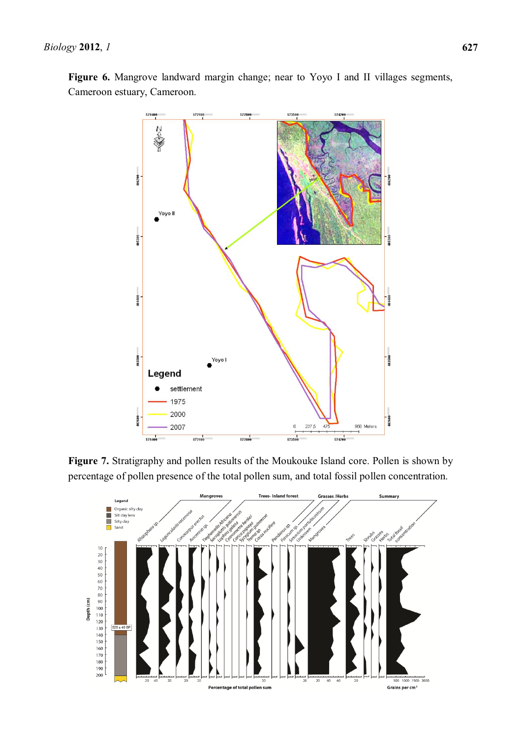**Figure 6.** Mangrove landward margin change; near to Yoyo I and II villages segments, Cameroon estuary, Cameroon.

**Figure 7.** Stratigraphy and pollen results of the Moukouke Island core. Pollen is shown by percentage of pollen presence of the total pollen sum, and total fossil pollen concentration.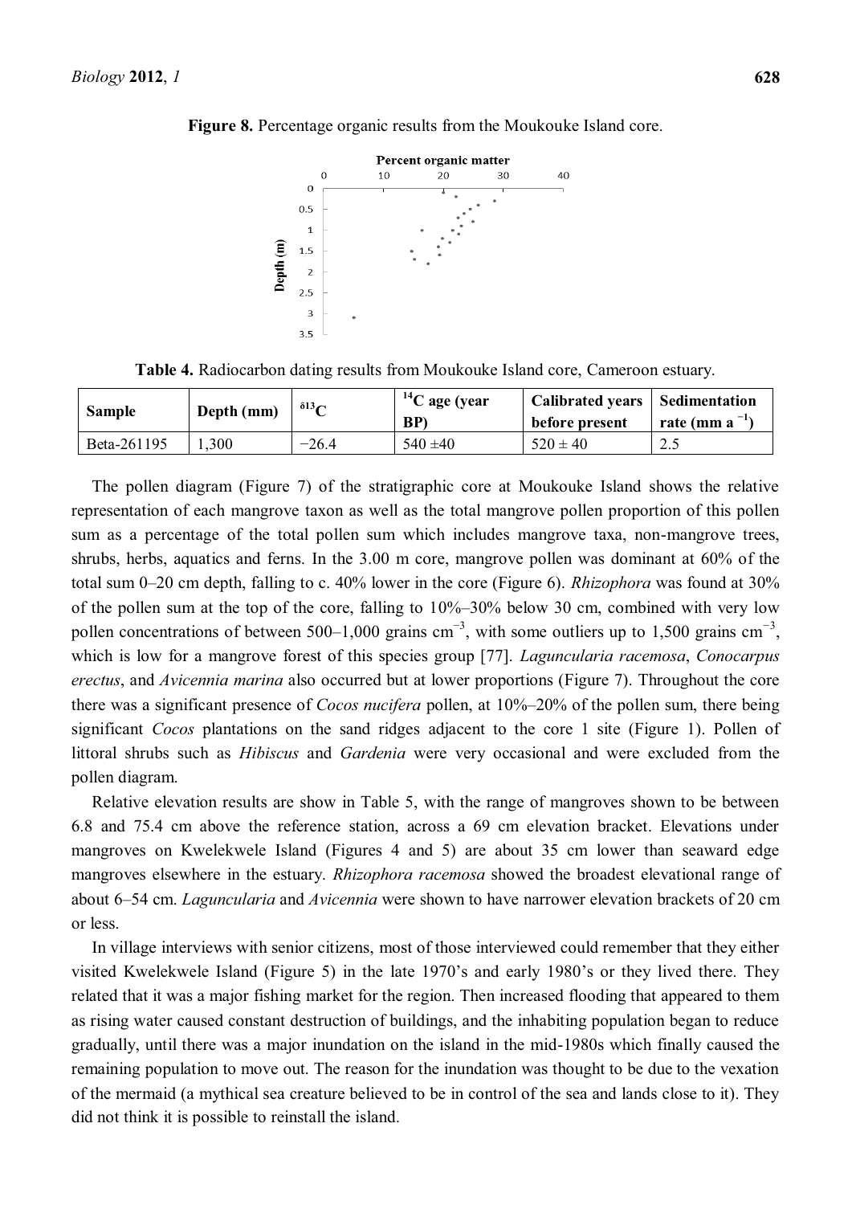**Figure 8.** Percentage organic results from the Moukouke Island core.

**Table 4.** Radiocarbon dating results from Moukouke Island core, Cameroon estuary.

| Sample | Depth (mm) | $\delta^{13}C$ | $^{14}C$ age (year BP) | Calibrated years before present | Sedimentation rate (mm $a^{-1}$) |
|---|---|---|---|---|---|
| Beta-261195 | 1,300 | −26.4 | 540 ±40 | 520 ± 40 | 2.5 |

The pollen diagram (Figure 7) of the stratigraphic core at Moukouke Island shows the relative representation of each mangrove taxon as well as the total mangrove pollen proportion of this pollen sum as a percentage of the total pollen sum which includes mangrove taxa, non-mangrove trees, shrubs, herbs, aquatics and ferns. In the 3.00 m core, mangrove pollen was dominant at 60% of the total sum 0–20 cm depth, falling to c. 40% lower in the core (Figure 6). *Rhizophora* was found at 30% of the pollen sum at the top of the core, falling to 10%–30% below 30 cm, combined with very low pollen concentrations of between 500–1,000 grains $cm^{-3}$, with some outliers up to 1,500 grains $cm^{-3}$, which is low for a mangrove forest of this species group [77]. *Laguncularia racemosa*, *Conocarpus erectus*, and *Avicennia marina* also occurred but at lower proportions (Figure 7). Throughout the core there was a significant presence of *Cocos nucifera* pollen, at 10%–20% of the pollen sum, there being significant *Cocos* plantations on the sand ridges adjacent to the core 1 site (Figure 1). Pollen of littoral shrubs such as *Hibiscus* and *Gardenia* were very occasional and were excluded from the pollen diagram.

Relative elevation results are show in Table 5, with the range of mangroves shown to be between 6.8 and 75.4 cm above the reference station, across a 69 cm elevation bracket. Elevations under mangroves on Kwelekwele Island (Figures 4 and 5) are about 35 cm lower than seaward edge mangroves elsewhere in the estuary. *Rhizophora racemosa* showed the broadest elevational range of about 6–54 cm. *Laguncularia* and *Avicennia* were shown to have narrower elevation brackets of 20 cm or less.

In village interviews with senior citizens, most of those interviewed could remember that they either visited Kwelekwele Island (Figure 5) in the late 1970's and early 1980's or they lived there. They related that it was a major fishing market for the region. Then increased flooding that appeared to them as rising water caused constant destruction of buildings, and the inhabiting population began to reduce gradually, until there was a major inundation on the island in the mid-1980s which finally caused the remaining population to move out. The reason for the inundation was thought to be due to the vexation of the mermaid (a mythical sea creature believed to be in control of the sea and lands close to it). They did not think it is possible to reinstall the island.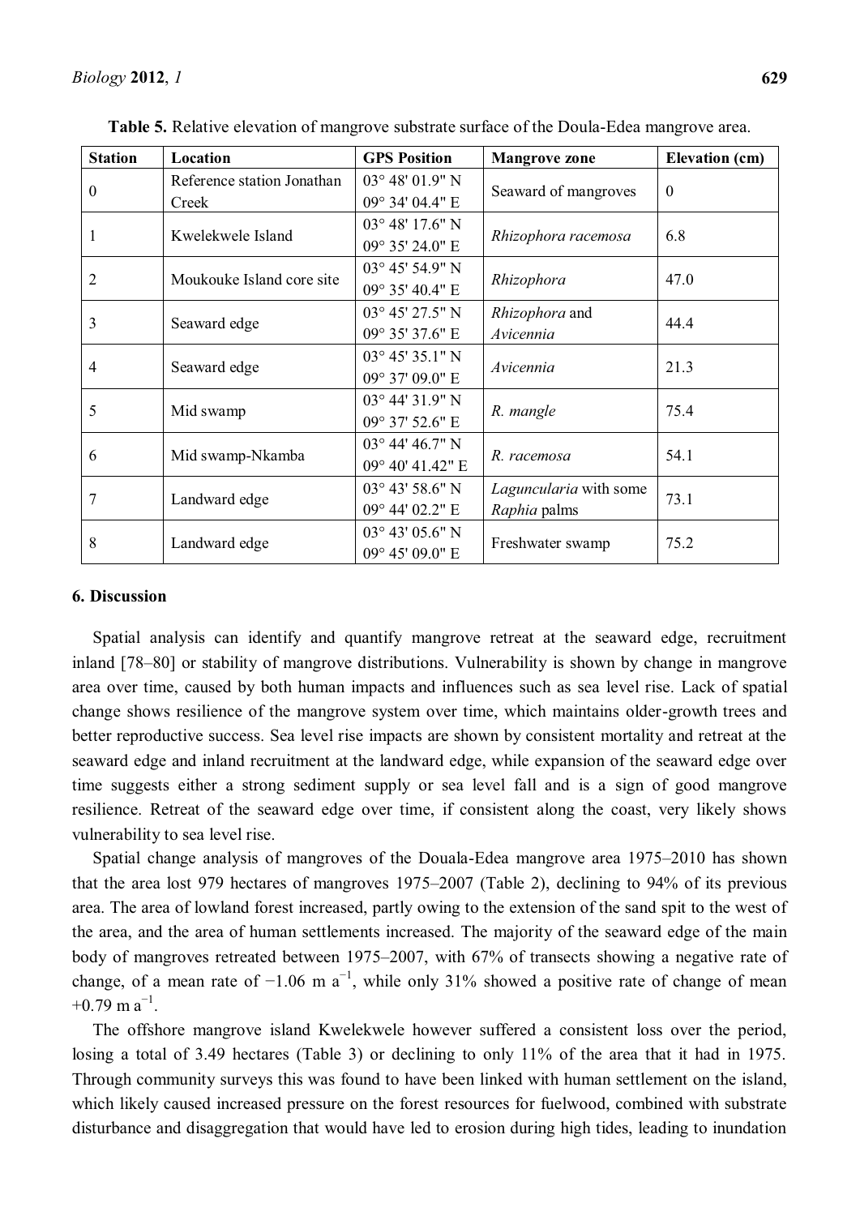**Table 5.** Relative elevation of mangrove substrate surface of the Doula-Edea mangrove area.

| Station | Location | GPS Position | Mangrove zone | Elevation (cm) |
|---|---|---|---|---|
| 0 | Reference station Jonathan Creek | 03° 48' 01.9" N 09° 34' 04.4" E | Seaward of mangroves | 0 |
| 1 | Kwelekwele Island | 03° 48' 17.6" N 09° 35' 24.0" E | *Rhizophora racemosa* | 6.8 |
| 2 | Moukouke Island core site | 03° 45' 54.9" N 09° 35' 40.4" E | *Rhizophora* | 47.0 |
| 3 | Seaward edge | 03° 45' 27.5" N 09° 35' 37.6" E | *Rhizophora* and *Avicennia* | 44.4 |
| 4 | Seaward edge | 03° 45' 35.1" N 09° 37' 09.0" E | *Avicennia* | 21.3 |
| 5 | Mid swamp | 03° 44' 31.9" N 09° 37' 52.6" E | *R. mangle* | 75.4 |
| 6 | Mid swamp-Nkamba | 03° 44' 46.7" N 09° 40' 41.42" E | *R. racemosa* | 54.1 |
| 7 | Landward edge | 03° 43' 58.6" N 09° 44' 02.2" E | *Laguncularia* with some *Raphia* palms | 73.1 |
| 8 | Landward edge | 03° 43' 05.6" N 09° 45' 09.0" E | Freshwater swamp | 75.2 |

## 6. Discussion

Spatial analysis can identify and quantify mangrove retreat at the seaward edge, recruitment inland [78–80] or stability of mangrove distributions. Vulnerability is shown by change in mangrove area over time, caused by both human impacts and influences such as sea level rise. Lack of spatial change shows resilience of the mangrove system over time, which maintains older-growth trees and better reproductive success. Sea level rise impacts are shown by consistent mortality and retreat at the seaward edge and inland recruitment at the landward edge, while expansion of the seaward edge over time suggests either a strong sediment supply or sea level fall and is a sign of good mangrove resilience. Retreat of the seaward edge over time, if consistent along the coast, very likely shows vulnerability to sea level rise.

Spatial change analysis of mangroves of the Douala-Edea mangrove area 1975–2010 has shown that the area lost 979 hectares of mangroves 1975–2007 (Table 2), declining to 94% of its previous area. The area of lowland forest increased, partly owing to the extension of the sand spit to the west of the area, and the area of human settlements increased. The majority of the seaward edge of the main body of mangroves retreated between 1975–2007, with 67% of transects showing a negative rate of change, of a mean rate of $-1.06$ m $a^{-1}$, while only 31% showed a positive rate of change of mean $+0.79$ m $a^{-1}$.

The offshore mangrove island Kwelekwele however suffered a consistent loss over the period, losing a total of 3.49 hectares (Table 3) or declining to only 11% of the area that it had in 1975. Through community surveys this was found to have been linked with human settlement on the island, which likely caused increased pressure on the forest resources for fuelwood, combined with substrate disturbance and disaggregation that would have led to erosion during high tides, leading to inundation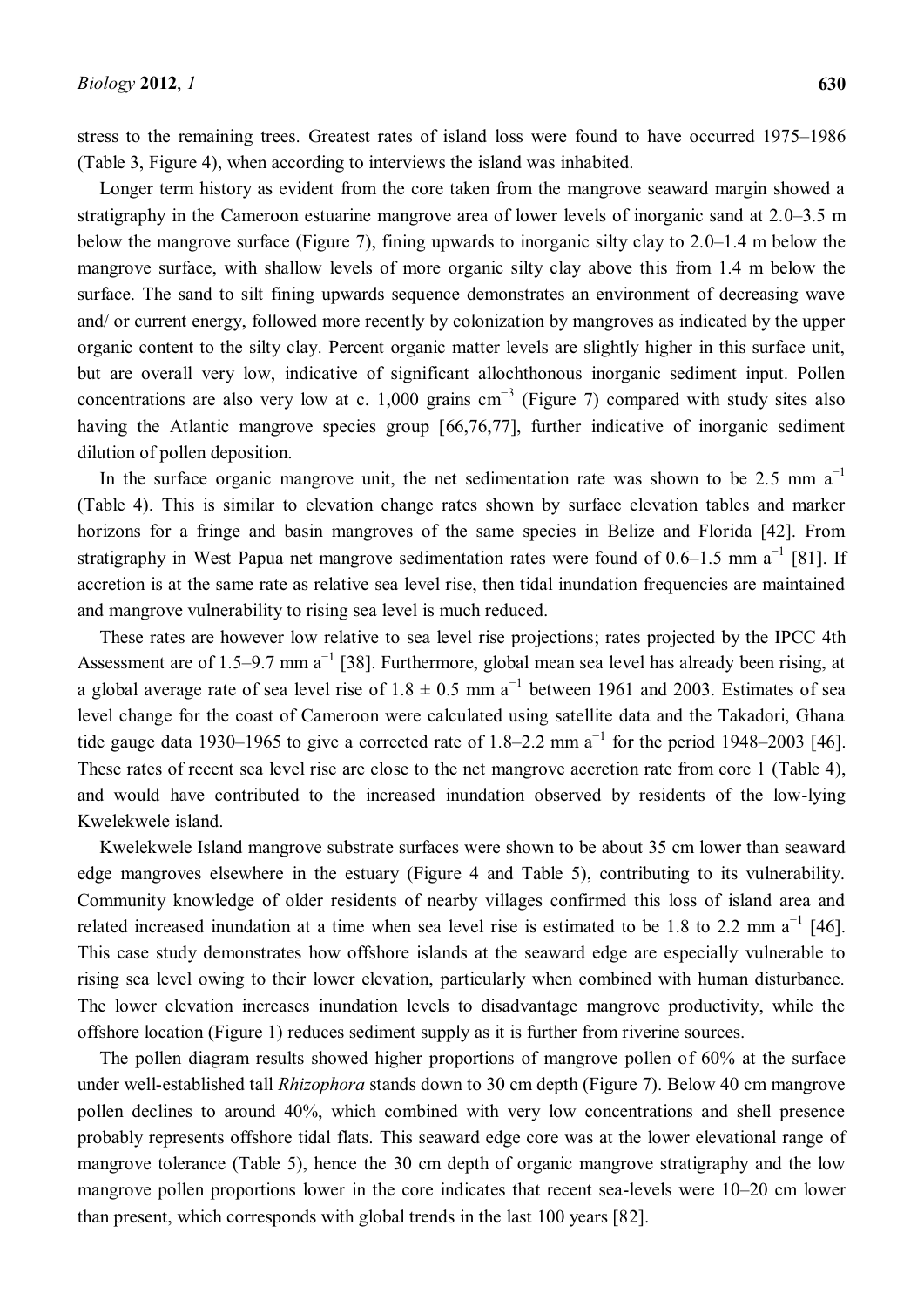stress to the remaining trees. Greatest rates of island loss were found to have occurred 1975–1986 (Table 3, Figure 4), when according to interviews the island was inhabited.

Longer term history as evident from the core taken from the mangrove seaward margin showed a stratigraphy in the Cameroon estuarine mangrove area of lower levels of inorganic sand at 2.0–3.5 m below the mangrove surface (Figure 7), fining upwards to inorganic silty clay to 2.0–1.4 m below the mangrove surface, with shallow levels of more organic silty clay above this from 1.4 m below the surface. The sand to silt fining upwards sequence demonstrates an environment of decreasing wave and/ or current energy, followed more recently by colonization by mangroves as indicated by the upper organic content to the silty clay. Percent organic matter levels are slightly higher in this surface unit, but are overall very low, indicative of significant allochthonous inorganic sediment input. Pollen concentrations are also very low at c. 1,000 grains $cm^{-3}$ (Figure 7) compared with study sites also having the Atlantic mangrove species group [66,76,77], further indicative of inorganic sediment dilution of pollen deposition.

In the surface organic mangrove unit, the net sedimentation rate was shown to be 2.5 mm $a^{-1}$ (Table 4). This is similar to elevation change rates shown by surface elevation tables and marker horizons for a fringe and basin mangroves of the same species in Belize and Florida [42]. From stratigraphy in West Papua net mangrove sedimentation rates were found of 0.6–1.5 mm $a^{-1}$ [81]. If accretion is at the same rate as relative sea level rise, then tidal inundation frequencies are maintained and mangrove vulnerability to rising sea level is much reduced.

These rates are however low relative to sea level rise projections; rates projected by the IPCC 4th Assessment are of 1.5–9.7 mm $a^{-1}$ [38]. Furthermore, global mean sea level has already been rising, at a global average rate of sea level rise of 1.8 ± 0.5 mm $a^{-1}$ between 1961 and 2003. Estimates of sea level change for the coast of Cameroon were calculated using satellite data and the Takadori, Ghana tide gauge data 1930–1965 to give a corrected rate of 1.8–2.2 mm $a^{-1}$ for the period 1948–2003 [46]. These rates of recent sea level rise are close to the net mangrove accretion rate from core 1 (Table 4), and would have contributed to the increased inundation observed by residents of the low-lying Kwelekwele island.

Kwelekwele Island mangrove substrate surfaces were shown to be about 35 cm lower than seaward edge mangroves elsewhere in the estuary (Figure 4 and Table 5), contributing to its vulnerability. Community knowledge of older residents of nearby villages confirmed this loss of island area and related increased inundation at a time when sea level rise is estimated to be 1.8 to 2.2 mm $a^{-1}$ [46]. This case study demonstrates how offshore islands at the seaward edge are especially vulnerable to rising sea level owing to their lower elevation, particularly when combined with human disturbance. The lower elevation increases inundation levels to disadvantage mangrove productivity, while the offshore location (Figure 1) reduces sediment supply as it is further from riverine sources.

The pollen diagram results showed higher proportions of mangrove pollen of 60% at the surface under well-established tall *Rhizophora* stands down to 30 cm depth (Figure 7). Below 40 cm mangrove pollen declines to around 40%, which combined with very low concentrations and shell presence probably represents offshore tidal flats. This seaward edge core was at the lower elevational range of mangrove tolerance (Table 5), hence the 30 cm depth of organic mangrove stratigraphy and the low mangrove pollen proportions lower in the core indicates that recent sea-levels were 10–20 cm lower than present, which corresponds with global trends in the last 100 years [82].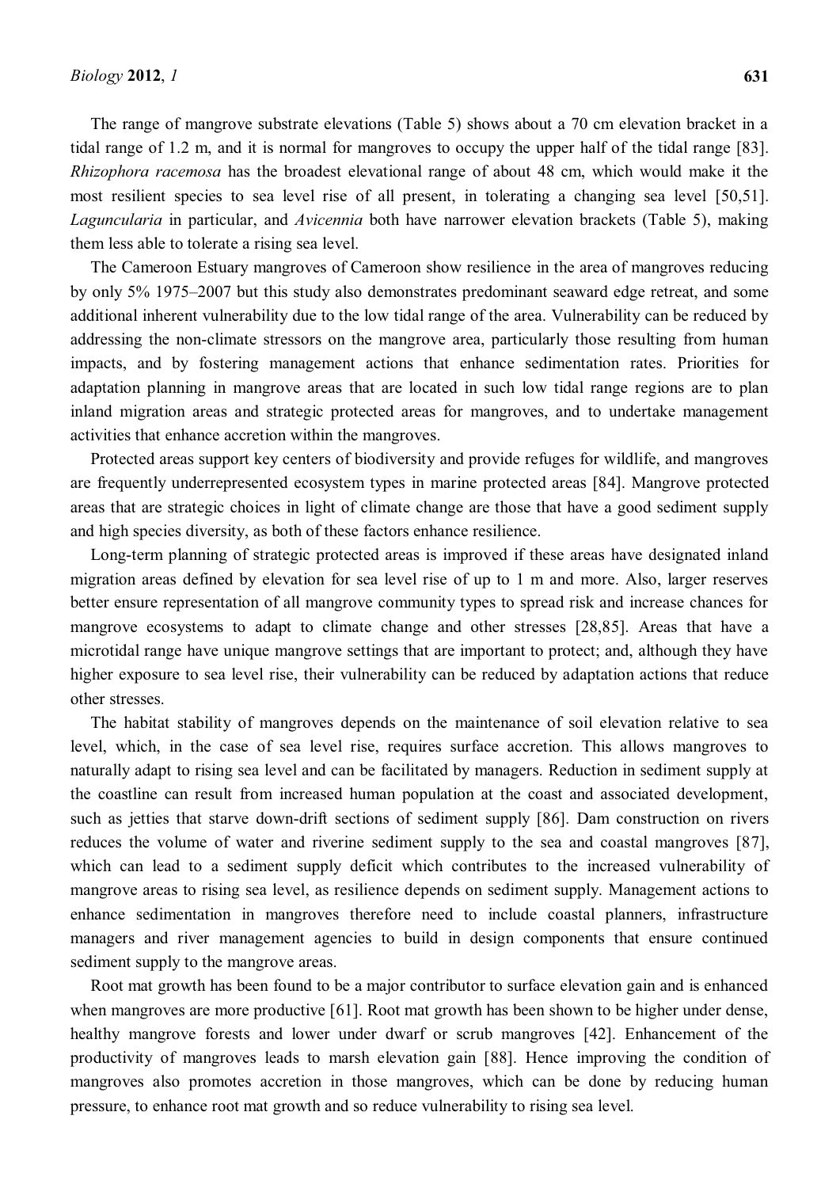The range of mangrove substrate elevations (Table 5) shows about a 70 cm elevation bracket in a tidal range of 1.2 m, and it is normal for mangroves to occupy the upper half of the tidal range [83]. *Rhizophora racemosa* has the broadest elevational range of about 48 cm, which would make it the most resilient species to sea level rise of all present, in tolerating a changing sea level [50,51]. *Laguncularia* in particular, and *Avicennia* both have narrower elevation brackets (Table 5), making them less able to tolerate a rising sea level.

The Cameroon Estuary mangroves of Cameroon show resilience in the area of mangroves reducing by only 5% 1975–2007 but this study also demonstrates predominant seaward edge retreat, and some additional inherent vulnerability due to the low tidal range of the area. Vulnerability can be reduced by addressing the non-climate stressors on the mangrove area, particularly those resulting from human impacts, and by fostering management actions that enhance sedimentation rates. Priorities for adaptation planning in mangrove areas that are located in such low tidal range regions are to plan inland migration areas and strategic protected areas for mangroves, and to undertake management activities that enhance accretion within the mangroves.

Protected areas support key centers of biodiversity and provide refuges for wildlife, and mangroves are frequently underrepresented ecosystem types in marine protected areas [84]. Mangrove protected areas that are strategic choices in light of climate change are those that have a good sediment supply and high species diversity, as both of these factors enhance resilience.

Long-term planning of strategic protected areas is improved if these areas have designated inland migration areas defined by elevation for sea level rise of up to 1 m and more. Also, larger reserves better ensure representation of all mangrove community types to spread risk and increase chances for mangrove ecosystems to adapt to climate change and other stresses [28,85]. Areas that have a microtidal range have unique mangrove settings that are important to protect; and, although they have higher exposure to sea level rise, their vulnerability can be reduced by adaptation actions that reduce other stresses.

The habitat stability of mangroves depends on the maintenance of soil elevation relative to sea level, which, in the case of sea level rise, requires surface accretion. This allows mangroves to naturally adapt to rising sea level and can be facilitated by managers. Reduction in sediment supply at the coastline can result from increased human population at the coast and associated development, such as jetties that starve down-drift sections of sediment supply [86]. Dam construction on rivers reduces the volume of water and riverine sediment supply to the sea and coastal mangroves [87], which can lead to a sediment supply deficit which contributes to the increased vulnerability of mangrove areas to rising sea level, as resilience depends on sediment supply. Management actions to enhance sedimentation in mangroves therefore need to include coastal planners, infrastructure managers and river management agencies to build in design components that ensure continued sediment supply to the mangrove areas.

Root mat growth has been found to be a major contributor to surface elevation gain and is enhanced when mangroves are more productive [61]. Root mat growth has been shown to be higher under dense, healthy mangrove forests and lower under dwarf or scrub mangroves [42]. Enhancement of the productivity of mangroves leads to marsh elevation gain [88]. Hence improving the condition of mangroves also promotes accretion in those mangroves, which can be done by reducing human pressure, to enhance root mat growth and so reduce vulnerability to rising sea level.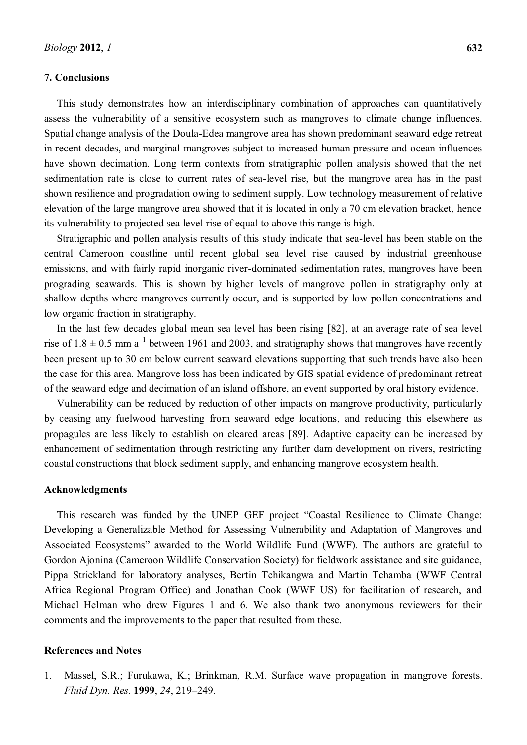## 7. Conclusions

This study demonstrates how an interdisciplinary combination of approaches can quantitatively assess the vulnerability of a sensitive ecosystem such as mangroves to climate change influences. Spatial change analysis of the Doula-Edea mangrove area has shown predominant seaward edge retreat in recent decades, and marginal mangroves subject to increased human pressure and ocean influences have shown decimation. Long term contexts from stratigraphic pollen analysis showed that the net sedimentation rate is close to current rates of sea-level rise, but the mangrove area has in the past shown resilience and progradation owing to sediment supply. Low technology measurement of relative elevation of the large mangrove area showed that it is located in only a 70 cm elevation bracket, hence its vulnerability to projected sea level rise of equal to above this range is high.

Stratigraphic and pollen analysis results of this study indicate that sea-level has been stable on the central Cameroon coastline until recent global sea level rise caused by industrial greenhouse emissions, and with fairly rapid inorganic river-dominated sedimentation rates, mangroves have been prograding seawards. This is shown by higher levels of mangrove pollen in stratigraphy only at shallow depths where mangroves currently occur, and is supported by low pollen concentrations and low organic fraction in stratigraphy.

In the last few decades global mean sea level has been rising [82], at an average rate of sea level rise of $1.8 \pm 0.5$ mm $a^{-1}$ between 1961 and 2003, and stratigraphy shows that mangroves have recently been present up to 30 cm below current seaward elevations supporting that such trends have also been the case for this area. Mangrove loss has been indicated by GIS spatial evidence of predominant retreat of the seaward edge and decimation of an island offshore, an event supported by oral history evidence.

Vulnerability can be reduced by reduction of other impacts on mangrove productivity, particularly by ceasing any fuelwood harvesting from seaward edge locations, and reducing this elsewhere as propagules are less likely to establish on cleared areas [89]. Adaptive capacity can be increased by enhancement of sedimentation through restricting any further dam development on rivers, restricting coastal constructions that block sediment supply, and enhancing mangrove ecosystem health.

## Acknowledgments

This research was funded by the UNEP GEF project "Coastal Resilience to Climate Change: Developing a Generalizable Method for Assessing Vulnerability and Adaptation of Mangroves and Associated Ecosystems" awarded to the World Wildlife Fund (WWF). The authors are grateful to Gordon Ajonina (Cameroon Wildlife Conservation Society) for fieldwork assistance and site guidance, Pippa Strickland for laboratory analyses, Bertin Tchikangwa and Martin Tchamba (WWF Central Africa Regional Program Office) and Jonathan Cook (WWF US) for facilitation of research, and Michael Helman who drew Figures 1 and 6. We also thank two anonymous reviewers for their comments and the improvements to the paper that resulted from these.

## References and Notes

1. Massel, S.R.; Furukawa, K.; Brinkman, R.M. Surface wave propagation in mangrove forests. *Fluid Dyn. Res.* **1999**, *24*, 219–249.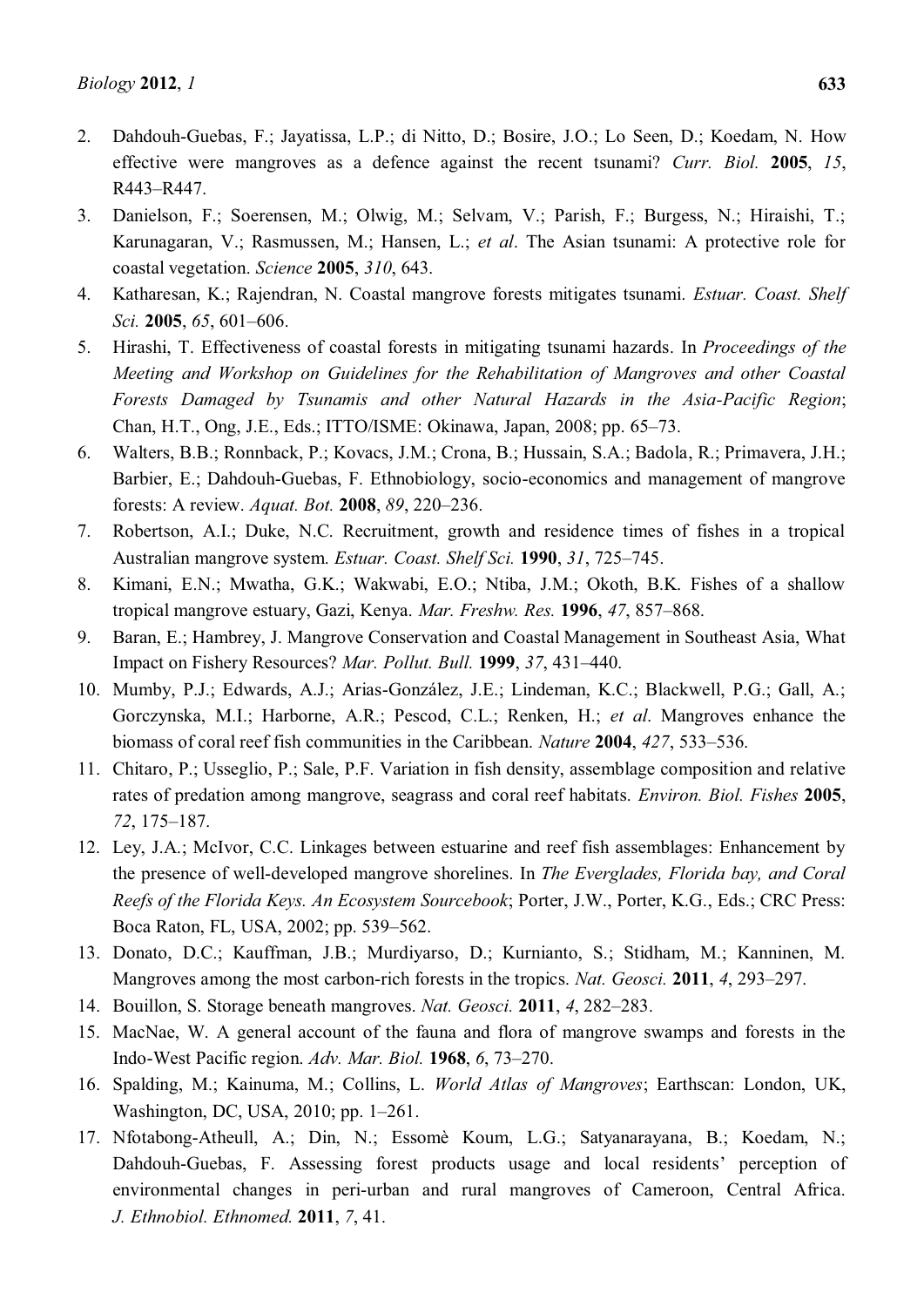2. Dahdouh-Guebas, F.; Jayatissa, L.P.; di Nitto, D.; Bosire, J.O.; Lo Seen, D.; Koedam, N. How effective were mangroves as a defence against the recent tsunami? *Curr. Biol.* **2005**, *15*, R443–R447.
3. Danielson, F.; Soerensen, M.; Olwig, M.; Selvam, V.; Parish, F.; Burgess, N.; Hiraishi, T.; Karunagaran, V.; Rasmussen, M.; Hansen, L.; *et al*. The Asian tsunami: A protective role for coastal vegetation. *Science* **2005**, *310*, 643.
4. Katharesan, K.; Rajendran, N. Coastal mangrove forests mitigates tsunami. *Estuar. Coast. Shelf Sci.* **2005**, *65*, 601–606.
5. Hirashi, T. Effectiveness of coastal forests in mitigating tsunami hazards. In *Proceedings of the Meeting and Workshop on Guidelines for the Rehabilitation of Mangroves and other Coastal Forests Damaged by Tsunamis and other Natural Hazards in the Asia-Pacific Region*; Chan, H.T., Ong, J.E., Eds.; ITTO/ISME: Okinawa, Japan, 2008; pp. 65–73.
6. Walters, B.B.; Ronnback, P.; Kovacs, J.M.; Crona, B.; Hussain, S.A.; Badola, R.; Primavera, J.H.; Barbier, E.; Dahdouh-Guebas, F. Ethnobiology, socio-economics and management of mangrove forests: A review. *Aquat. Bot.* **2008**, *89*, 220–236.
7. Robertson, A.I.; Duke, N.C. Recruitment, growth and residence times of fishes in a tropical Australian mangrove system. *Estuar. Coast. Shelf Sci.* **1990**, *31*, 725–745.
8. Kimani, E.N.; Mwatha, G.K.; Wakwabi, E.O.; Ntiba, J.M.; Okoth, B.K. Fishes of a shallow tropical mangrove estuary, Gazi, Kenya. *Mar. Freshw. Res.* **1996**, *47*, 857–868.
9. Baran, E.; Hambrey, J. Mangrove Conservation and Coastal Management in Southeast Asia, What Impact on Fishery Resources? *Mar. Pollut. Bull.* **1999**, *37*, 431–440.
10. Mumby, P.J.; Edwards, A.J.; Arias-González, J.E.; Lindeman, K.C.; Blackwell, P.G.; Gall, A.; Gorczynska, M.I.; Harborne, A.R.; Pescod, C.L.; Renken, H.; *et al*. Mangroves enhance the biomass of coral reef fish communities in the Caribbean. *Nature* **2004**, *427*, 533–536.
11. Chitaro, P.; Usseglio, P.; Sale, P.F. Variation in fish density, assemblage composition and relative rates of predation among mangrove, seagrass and coral reef habitats. *Environ. Biol. Fishes* **2005**, *72*, 175–187.
12. Ley, J.A.; McIvor, C.C. Linkages between estuarine and reef fish assemblages: Enhancement by the presence of well-developed mangrove shorelines. In *The Everglades, Florida bay, and Coral Reefs of the Florida Keys. An Ecosystem Sourcebook*; Porter, J.W., Porter, K.G., Eds.; CRC Press: Boca Raton, FL, USA, 2002; pp. 539–562.
13. Donato, D.C.; Kauffman, J.B.; Murdiyarso, D.; Kurnianto, S.; Stidham, M.; Kanninen, M. Mangroves among the most carbon-rich forests in the tropics. *Nat. Geosci.* **2011**, *4*, 293–297.
14. Bouillon, S. Storage beneath mangroves. *Nat. Geosci.* **2011**, *4*, 282–283.
15. MacNae, W. A general account of the fauna and flora of mangrove swamps and forests in the Indo-West Pacific region. *Adv. Mar. Biol.* **1968**, *6*, 73–270.
16. Spalding, M.; Kainuma, M.; Collins, L. *World Atlas of Mangroves*; Earthscan: London, UK, Washington, DC, USA, 2010; pp. 1–261.
17. Nfotabong-Atheull, A.; Din, N.; Essomè Koum, L.G.; Satyanarayana, B.; Koedam, N.; Dahdouh-Guebas, F. Assessing forest products usage and local residents' perception of environmental changes in peri-urban and rural mangroves of Cameroon, Central Africa. *J. Ethnobiol. Ethnomed.* **2011**, *7*, 41.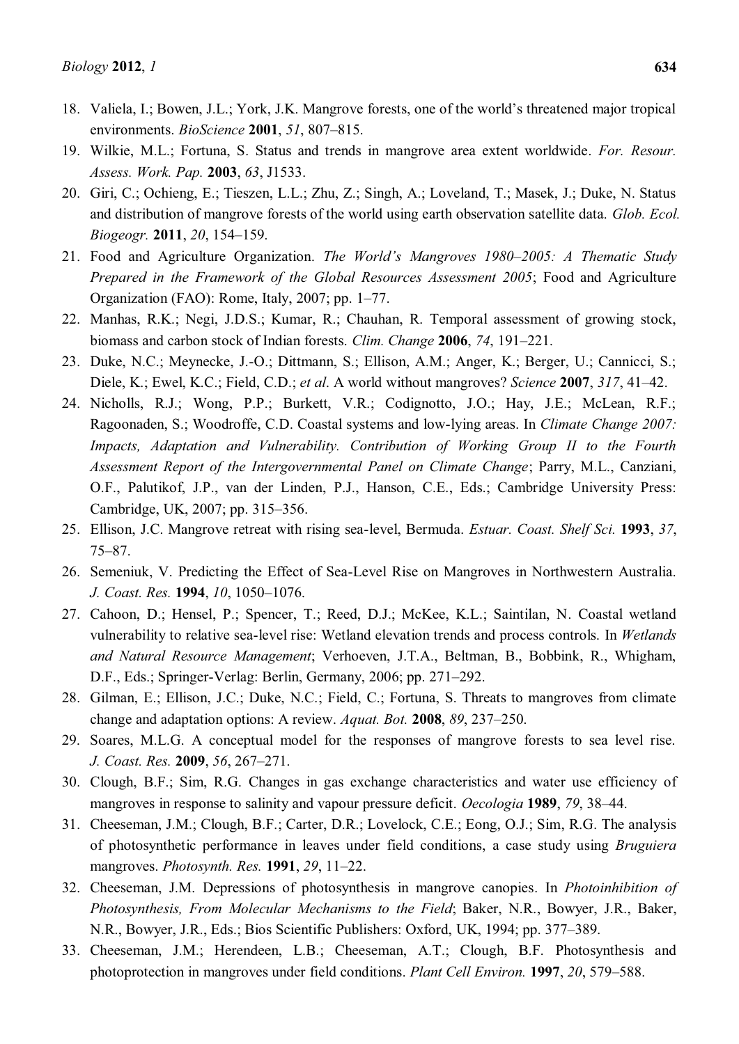18. Valiela, I.; Bowen, J.L.; York, J.K. Mangrove forests, one of the world's threatened major tropical environments. *BioScience* **2001**, *51*, 807–815.
19. Wilkie, M.L.; Fortuna, S. Status and trends in mangrove area extent worldwide. *For. Resour. Assess. Work. Pap.* **2003**, *63*, J1533.
20. Giri, C.; Ochieng, E.; Tieszen, L.L.; Zhu, Z.; Singh, A.; Loveland, T.; Masek, J.; Duke, N. Status and distribution of mangrove forests of the world using earth observation satellite data. *Glob. Ecol. Biogeogr.* **2011**, *20*, 154–159.
21. Food and Agriculture Organization. *The World's Mangroves 1980–2005: A Thematic Study Prepared in the Framework of the Global Resources Assessment 2005*; Food and Agriculture Organization (FAO): Rome, Italy, 2007; pp. 1–77.
22. Manhas, R.K.; Negi, J.D.S.; Kumar, R.; Chauhan, R. Temporal assessment of growing stock, biomass and carbon stock of Indian forests. *Clim. Change* **2006**, *74*, 191–221.
23. Duke, N.C.; Meynecke, J.-O.; Dittmann, S.; Ellison, A.M.; Anger, K.; Berger, U.; Cannicci, S.; Diele, K.; Ewel, K.C.; Field, C.D.; *et al*. A world without mangroves? *Science* **2007**, *317*, 41–42.
24. Nicholls, R.J.; Wong, P.P.; Burkett, V.R.; Codignotto, J.O.; Hay, J.E.; McLean, R.F.; Ragoonaden, S.; Woodroffe, C.D. Coastal systems and low-lying areas. In *Climate Change 2007: Impacts, Adaptation and Vulnerability. Contribution of Working Group II to the Fourth Assessment Report of the Intergovernmental Panel on Climate Change*; Parry, M.L., Canziani, O.F., Palutikof, J.P., van der Linden, P.J., Hanson, C.E., Eds.; Cambridge University Press: Cambridge, UK, 2007; pp. 315–356.
25. Ellison, J.C. Mangrove retreat with rising sea-level, Bermuda. *Estuar. Coast. Shelf Sci.* **1993**, *37*, 75–87.
26. Semeniuk, V. Predicting the Effect of Sea-Level Rise on Mangroves in Northwestern Australia. *J. Coast. Res.* **1994**, *10*, 1050–1076.
27. Cahoon, D.; Hensel, P.; Spencer, T.; Reed, D.J.; McKee, K.L.; Saintilan, N. Coastal wetland vulnerability to relative sea-level rise: Wetland elevation trends and process controls. In *Wetlands and Natural Resource Management*; Verhoeven, J.T.A., Beltman, B., Bobbink, R., Whigham, D.F., Eds.; Springer-Verlag: Berlin, Germany, 2006; pp. 271–292.
28. Gilman, E.; Ellison, J.C.; Duke, N.C.; Field, C.; Fortuna, S. Threats to mangroves from climate change and adaptation options: A review. *Aquat. Bot.* **2008**, *89*, 237–250.
29. Soares, M.L.G. A conceptual model for the responses of mangrove forests to sea level rise. *J. Coast. Res.* **2009**, *56*, 267–271.
30. Clough, B.F.; Sim, R.G. Changes in gas exchange characteristics and water use efficiency of mangroves in response to salinity and vapour pressure deficit. *Oecologia* **1989**, *79*, 38–44.
31. Cheeseman, J.M.; Clough, B.F.; Carter, D.R.; Lovelock, C.E.; Eong, O.J.; Sim, R.G. The analysis of photosynthetic performance in leaves under field conditions, a case study using *Bruguiera* mangroves. *Photosynth. Res.* **1991**, *29*, 11–22.
32. Cheeseman, J.M. Depressions of photosynthesis in mangrove canopies. In *Photoinhibition of Photosynthesis, From Molecular Mechanisms to the Field*; Baker, N.R., Bowyer, J.R., Baker, N.R., Bowyer, J.R., Eds.; Bios Scientific Publishers: Oxford, UK, 1994; pp. 377–389.
33. Cheeseman, J.M.; Herendeen, L.B.; Cheeseman, A.T.; Clough, B.F. Photosynthesis and photoprotection in mangroves under field conditions. *Plant Cell Environ.* **1997**, *20*, 579–588.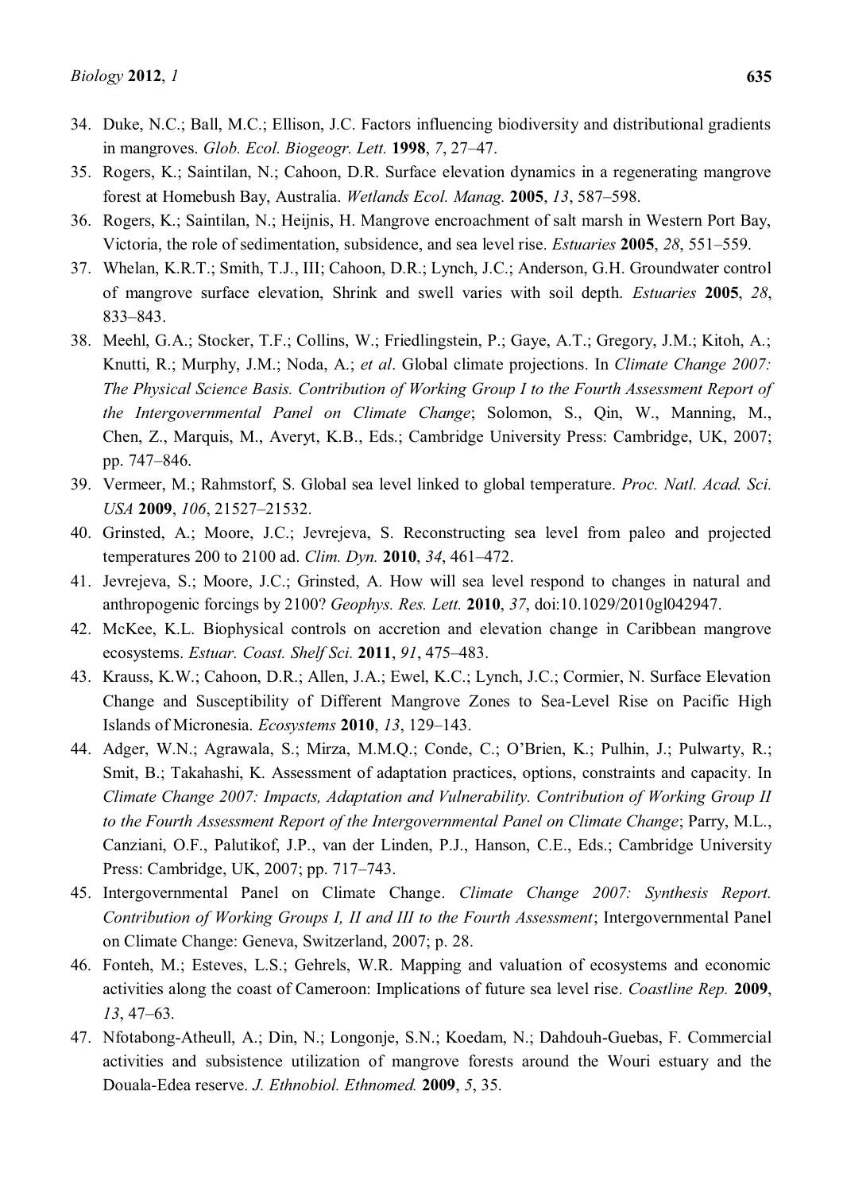34. Duke, N.C.; Ball, M.C.; Ellison, J.C. Factors influencing biodiversity and distributional gradients in mangroves. *Glob. Ecol. Biogeogr. Lett.* **1998**, *7*, 27–47.
35. Rogers, K.; Saintilan, N.; Cahoon, D.R. Surface elevation dynamics in a regenerating mangrove forest at Homebush Bay, Australia. *Wetlands Ecol. Manag.* **2005**, *13*, 587–598.
36. Rogers, K.; Saintilan, N.; Heijnis, H. Mangrove encroachment of salt marsh in Western Port Bay, Victoria, the role of sedimentation, subsidence, and sea level rise. *Estuaries* **2005**, *28*, 551–559.
37. Whelan, K.R.T.; Smith, T.J., III; Cahoon, D.R.; Lynch, J.C.; Anderson, G.H. Groundwater control of mangrove surface elevation, Shrink and swell varies with soil depth. *Estuaries* **2005**, *28*, 833–843.
38. Meehl, G.A.; Stocker, T.F.; Collins, W.; Friedlingstein, P.; Gaye, A.T.; Gregory, J.M.; Kitoh, A.; Knutti, R.; Murphy, J.M.; Noda, A.; *et al*. Global climate projections. In *Climate Change 2007: The Physical Science Basis. Contribution of Working Group I to the Fourth Assessment Report of the Intergovernmental Panel on Climate Change*; Solomon, S., Qin, W., Manning, M., Chen, Z., Marquis, M., Averyt, K.B., Eds.; Cambridge University Press: Cambridge, UK, 2007; pp. 747–846.
39. Vermeer, M.; Rahmstorf, S. Global sea level linked to global temperature. *Proc. Natl. Acad. Sci. USA* **2009**, *106*, 21527–21532.
40. Grinsted, A.; Moore, J.C.; Jevrejeva, S. Reconstructing sea level from paleo and projected temperatures 200 to 2100 ad. *Clim. Dyn.* **2010**, *34*, 461–472.
41. Jevrejeva, S.; Moore, J.C.; Grinsted, A. How will sea level respond to changes in natural and anthropogenic forcings by 2100? *Geophys. Res. Lett.* **2010**, *37*, doi:10.1029/2010gl042947.
42. McKee, K.L. Biophysical controls on accretion and elevation change in Caribbean mangrove ecosystems. *Estuar. Coast. Shelf Sci.* **2011**, *91*, 475–483.
43. Krauss, K.W.; Cahoon, D.R.; Allen, J.A.; Ewel, K.C.; Lynch, J.C.; Cormier, N. Surface Elevation Change and Susceptibility of Different Mangrove Zones to Sea-Level Rise on Pacific High Islands of Micronesia. *Ecosystems* **2010**, *13*, 129–143.
44. Adger, W.N.; Agrawala, S.; Mirza, M.M.Q.; Conde, C.; O'Brien, K.; Pulhin, J.; Pulwarty, R.; Smit, B.; Takahashi, K. Assessment of adaptation practices, options, constraints and capacity. In *Climate Change 2007: Impacts, Adaptation and Vulnerability. Contribution of Working Group II to the Fourth Assessment Report of the Intergovernmental Panel on Climate Change*; Parry, M.L., Canziani, O.F., Palutikof, J.P., van der Linden, P.J., Hanson, C.E., Eds.; Cambridge University Press: Cambridge, UK, 2007; pp. 717–743.
45. Intergovernmental Panel on Climate Change. *Climate Change 2007: Synthesis Report. Contribution of Working Groups I, II and III to the Fourth Assessment*; Intergovernmental Panel on Climate Change: Geneva, Switzerland, 2007; p. 28.
46. Fonteh, M.; Esteves, L.S.; Gehrels, W.R. Mapping and valuation of ecosystems and economic activities along the coast of Cameroon: Implications of future sea level rise. *Coastline Rep.* **2009**, *13*, 47–63.
47. Nfotabong-Atheull, A.; Din, N.; Longonje, S.N.; Koedam, N.; Dahdouh-Guebas, F. Commercial activities and subsistence utilization of mangrove forests around the Wouri estuary and the Douala-Edea reserve. *J. Ethnobiol. Ethnomed.* **2009**, *5*, 35.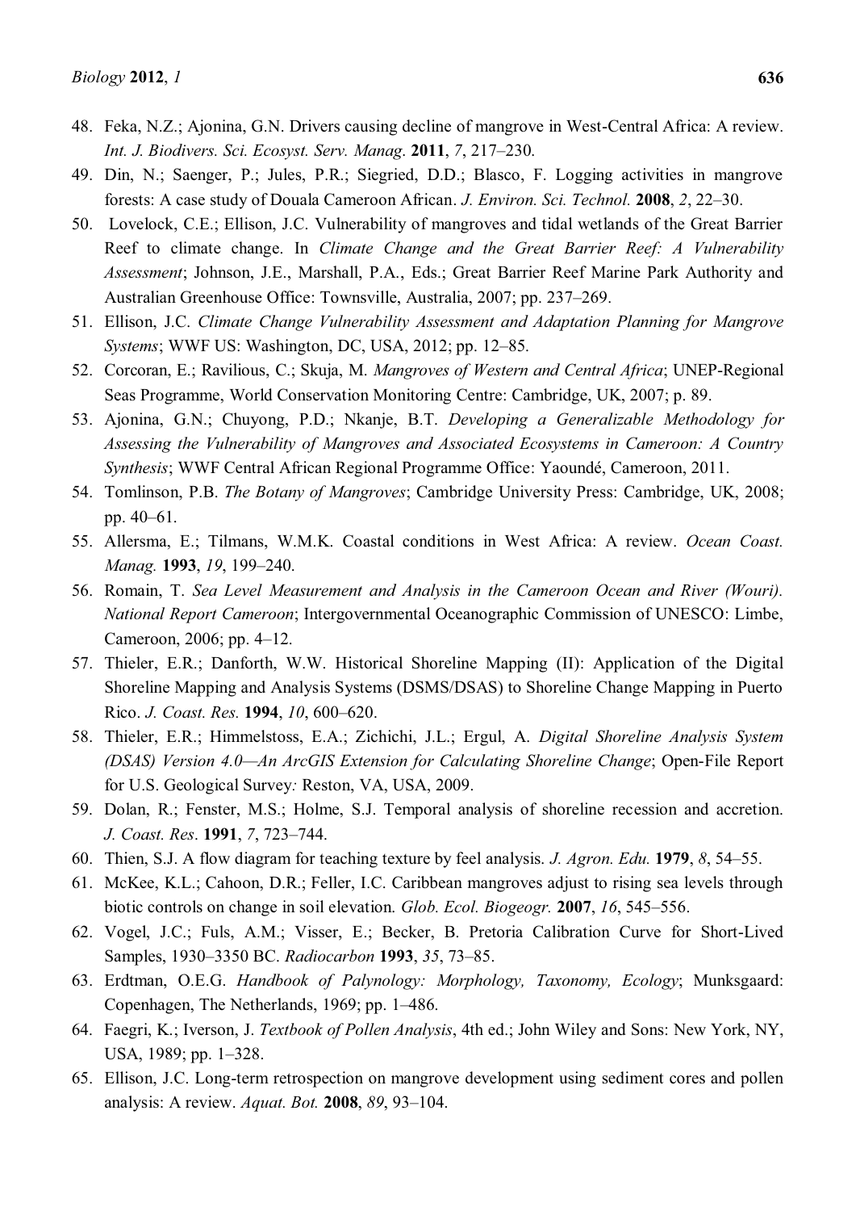48. Feka, N.Z.; Ajonina, G.N. Drivers causing decline of mangrove in West-Central Africa: A review. *Int. J. Biodivers. Sci. Ecosyst. Serv. Manag.* **2011**, *7*, 217–230.
49. Din, N.; Saenger, P.; Jules, P.R.; Siegried, D.D.; Blasco, F. Logging activities in mangrove forests: A case study of Douala Cameroon African. *J. Environ. Sci. Technol.* **2008**, *2*, 22–30.
50. Lovelock, C.E.; Ellison, J.C. Vulnerability of mangroves and tidal wetlands of the Great Barrier Reef to climate change. In *Climate Change and the Great Barrier Reef: A Vulnerability Assessment*; Johnson, J.E., Marshall, P.A., Eds.; Great Barrier Reef Marine Park Authority and Australian Greenhouse Office: Townsville, Australia, 2007; pp. 237–269.
51. Ellison, J.C. *Climate Change Vulnerability Assessment and Adaptation Planning for Mangrove Systems*; WWF US: Washington, DC, USA, 2012; pp. 12–85.
52. Corcoran, E.; Ravilious, C.; Skuja, M. *Mangroves of Western and Central Africa*; UNEP-Regional Seas Programme, World Conservation Monitoring Centre: Cambridge, UK, 2007; p. 89.
53. Ajonina, G.N.; Chuyong, P.D.; Nkanje, B.T. *Developing a Generalizable Methodology for Assessing the Vulnerability of Mangroves and Associated Ecosystems in Cameroon: A Country Synthesis*; WWF Central African Regional Programme Office: Yaoundé, Cameroon, 2011.
54. Tomlinson, P.B. *The Botany of Mangroves*; Cambridge University Press: Cambridge, UK, 2008; pp. 40–61.
55. Allersma, E.; Tilmans, W.M.K. Coastal conditions in West Africa: A review. *Ocean Coast. Manag.* **1993**, *19*, 199–240.
56. Romain, T. *Sea Level Measurement and Analysis in the Cameroon Ocean and River (Wouri). National Report Cameroon*; Intergovernmental Oceanographic Commission of UNESCO: Limbe, Cameroon, 2006; pp. 4–12.
57. Thieler, E.R.; Danforth, W.W. Historical Shoreline Mapping (II): Application of the Digital Shoreline Mapping and Analysis Systems (DSMS/DSAS) to Shoreline Change Mapping in Puerto Rico. *J. Coast. Res.* **1994**, *10*, 600–620.
58. Thieler, E.R.; Himmelstoss, E.A.; Zichichi, J.L.; Ergul, A. *Digital Shoreline Analysis System (DSAS) Version 4.0—An ArcGIS Extension for Calculating Shoreline Change*; Open-File Report for U.S. Geological Survey*:* Reston, VA, USA, 2009.
59. Dolan, R.; Fenster, M.S.; Holme, S.J. Temporal analysis of shoreline recession and accretion. *J. Coast. Res*. **1991**, *7*, 723–744.
60. Thien, S.J. A flow diagram for teaching texture by feel analysis. *J. Agron. Edu.* **1979**, *8*, 54–55.
61. McKee, K.L.; Cahoon, D.R.; Feller, I.C. Caribbean mangroves adjust to rising sea levels through biotic controls on change in soil elevation. *Glob. Ecol. Biogeogr.* **2007**, *16*, 545–556.
62. Vogel, J.C.; Fuls, A.M.; Visser, E.; Becker, B. Pretoria Calibration Curve for Short-Lived Samples, 1930–3350 BC. *Radiocarbon* **1993**, *35*, 73–85.
63. Erdtman, O.E.G. *Handbook of Palynology: Morphology, Taxonomy, Ecology*; Munksgaard: Copenhagen, The Netherlands, 1969; pp. 1–486.
64. Faegri, K.; Iverson, J. *Textbook of Pollen Analysis*, 4th ed.; John Wiley and Sons: New York, NY, USA, 1989; pp. 1–328.
65. Ellison, J.C. Long-term retrospection on mangrove development using sediment cores and pollen analysis: A review. *Aquat. Bot.* **2008**, *89*, 93–104.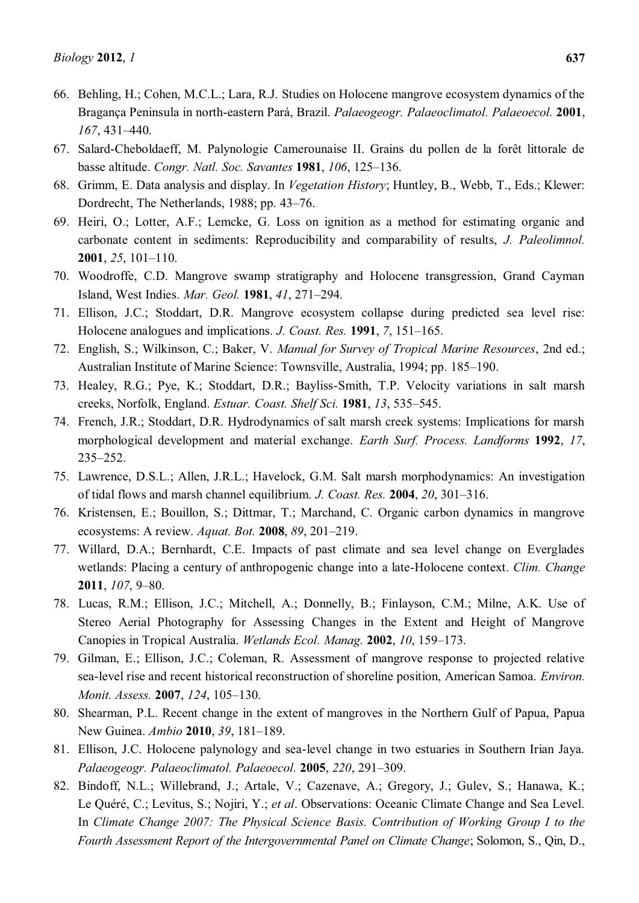66. Behling, H.; Cohen, M.C.L.; Lara, R.J. Studies on Holocene mangrove ecosystem dynamics of the Bragança Peninsula in north-eastern Pará, Brazil. *Palaeogeogr. Palaeoclimatol. Palaeoecol.* **2001**, *167*, 431–440.
67. Salard-Cheboldaeff, M. Palynologie Camerounaise II. Grains du pollen de la forêt littorale de basse altitude. *Congr. Natl. Soc. Savantes* **1981**, *106*, 125–136.
68. Grimm, E. Data analysis and display. In *Vegetation History*; Huntley, B., Webb, T., Eds.; Klewer: Dordrecht, The Netherlands, 1988; pp. 43–76.
69. Heiri, O.; Lotter, A.F.; Lemcke, G. Loss on ignition as a method for estimating organic and carbonate content in sediments: Reproducibility and comparability of results, *J. Paleolimnol.* **2001**, *25*, 101–110.
70. Woodroffe, C.D. Mangrove swamp stratigraphy and Holocene transgression, Grand Cayman Island, West Indies. *Mar. Geol.* **1981**, *41*, 271–294.
71. Ellison, J.C.; Stoddart, D.R. Mangrove ecosystem collapse during predicted sea level rise: Holocene analogues and implications. *J. Coast. Res.* **1991**, *7*, 151–165.
72. English, S.; Wilkinson, C.; Baker, V. *Manual for Survey of Tropical Marine Resources*, 2nd ed.; Australian Institute of Marine Science: Townsville, Australia, 1994; pp. 185–190.
73. Healey, R.G.; Pye, K.; Stoddart, D.R.; Bayliss-Smith, T.P. Velocity variations in salt marsh creeks, Norfolk, England. *Estuar. Coast. Shelf Sci.* **1981**, *13*, 535–545.
74. French, J.R.; Stoddart, D.R. Hydrodynamics of salt marsh creek systems: Implications for marsh morphological development and material exchange. *Earth Surf. Process. Landforms* **1992**, *17*, 235–252.
75. Lawrence, D.S.L.; Allen, J.R.L.; Havelock, G.M. Salt marsh morphodynamics: An investigation of tidal flows and marsh channel equilibrium. *J. Coast. Res.* **2004**, *20*, 301–316.
76. Kristensen, E.; Bouillon, S.; Dittmar, T.; Marchand, C. Organic carbon dynamics in mangrove ecosystems: A review. *Aquat. Bot.* **2008**, *89*, 201–219.
77. Willard, D.A.; Bernhardt, C.E. Impacts of past climate and sea level change on Everglades wetlands: Placing a century of anthropogenic change into a late-Holocene context. *Clim. Change* **2011**, *107*, 9–80.
78. Lucas, R.M.; Ellison, J.C.; Mitchell, A.; Donnelly, B.; Finlayson, C.M.; Milne, A.K. Use of Stereo Aerial Photography for Assessing Changes in the Extent and Height of Mangrove Canopies in Tropical Australia. *Wetlands Ecol. Manag.* **2002**, *10*, 159–173.
79. Gilman, E.; Ellison, J.C.; Coleman, R. Assessment of mangrove response to projected relative sea-level rise and recent historical reconstruction of shoreline position, American Samoa. *Environ. Monit. Assess.* **2007**, *124*, 105–130.
80. Shearman, P.L. Recent change in the extent of mangroves in the Northern Gulf of Papua, Papua New Guinea. *Ambio* **2010**, *39*, 181–189.
81. Ellison, J.C. Holocene palynology and sea-level change in two estuaries in Southern Irian Jaya. *Palaeogeogr. Palaeoclimatol. Palaeoecol.* **2005**, *220*, 291–309.
82. Bindoff, N.L.; Willebrand, J.; Artale, V.; Cazenave, A.; Gregory, J.; Gulev, S.; Hanawa, K.; Le Quéré, C.; Levitus, S.; Nojiri, Y.; *et al*. Observations: Oceanic Climate Change and Sea Level. In *Climate Change 2007: The Physical Science Basis. Contribution of Working Group I to the Fourth Assessment Report of the Intergovernmental Panel on Climate Change*; Solomon, S., Qin, D.,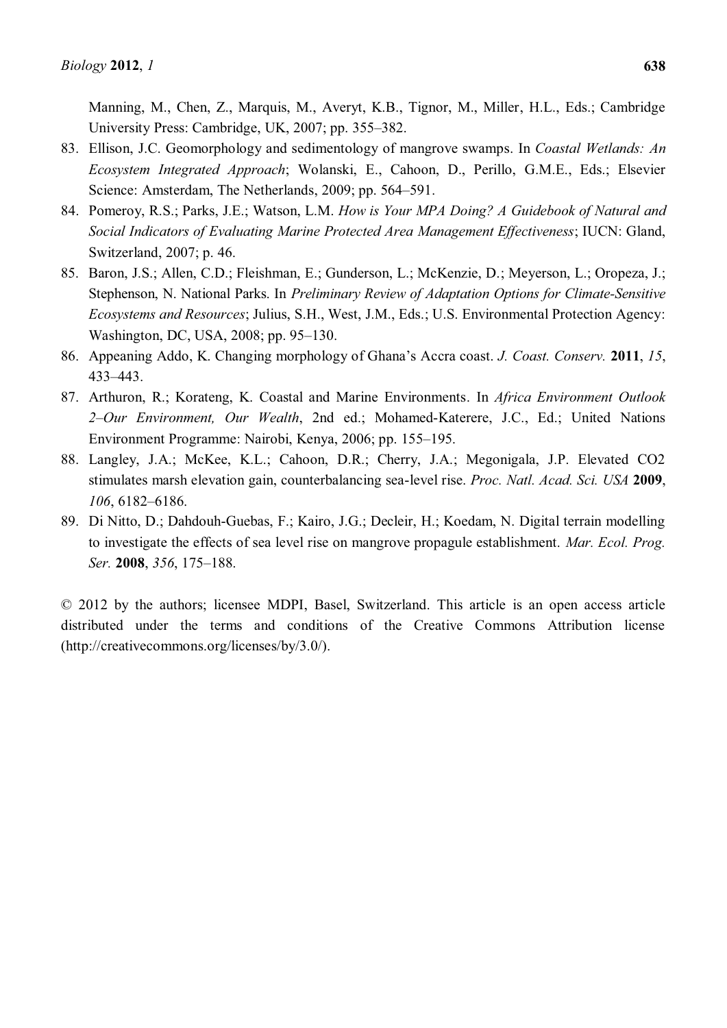Manning, M., Chen, Z., Marquis, M., Averyt, K.B., Tignor, M., Miller, H.L., Eds.; Cambridge University Press: Cambridge, UK, 2007; pp. 355–382.

83. Ellison, J.C. Geomorphology and sedimentology of mangrove swamps. In *Coastal Wetlands: An Ecosystem Integrated Approach*; Wolanski, E., Cahoon, D., Perillo, G.M.E., Eds.; Elsevier Science: Amsterdam, The Netherlands, 2009; pp. 564–591.
84. Pomeroy, R.S.; Parks, J.E.; Watson, L.M. *How is Your MPA Doing? A Guidebook of Natural and Social Indicators of Evaluating Marine Protected Area Management Effectiveness*; IUCN: Gland, Switzerland, 2007; p. 46.
85. Baron, J.S.; Allen, C.D.; Fleishman, E.; Gunderson, L.; McKenzie, D.; Meyerson, L.; Oropeza, J.; Stephenson, N. National Parks. In *Preliminary Review of Adaptation Options for Climate-Sensitive Ecosystems and Resources*; Julius, S.H., West, J.M., Eds.; U.S. Environmental Protection Agency: Washington, DC, USA, 2008; pp. 95–130.
86. Appeaning Addo, K. Changing morphology of Ghana's Accra coast. *J. Coast. Conserv.* **2011**, *15*, 433–443.
87. Arthuron, R.; Korateng, K. Coastal and Marine Environments. In *Africa Environment Outlook 2–Our Environment, Our Wealth*, 2nd ed.; Mohamed-Katerere, J.C., Ed.; United Nations Environment Programme: Nairobi, Kenya, 2006; pp. 155–195.
88. Langley, J.A.; McKee, K.L.; Cahoon, D.R.; Cherry, J.A.; Megonigala, J.P. Elevated CO2 stimulates marsh elevation gain, counterbalancing sea-level rise. *Proc. Natl. Acad. Sci. USA* **2009**, *106*, 6182–6186.
89. Di Nitto, D.; Dahdouh-Guebas, F.; Kairo, J.G.; Decleir, H.; Koedam, N. Digital terrain modelling to investigate the effects of sea level rise on mangrove propagule establishment. *Mar. Ecol. Prog. Ser.* **2008**, *356*, 175–188.

© 2012 by the authors; licensee MDPI, Basel, Switzerland. This article is an open access article distributed under the terms and conditions of the Creative Commons Attribution license (http://creativecommons.org/licenses/by/3.0/).